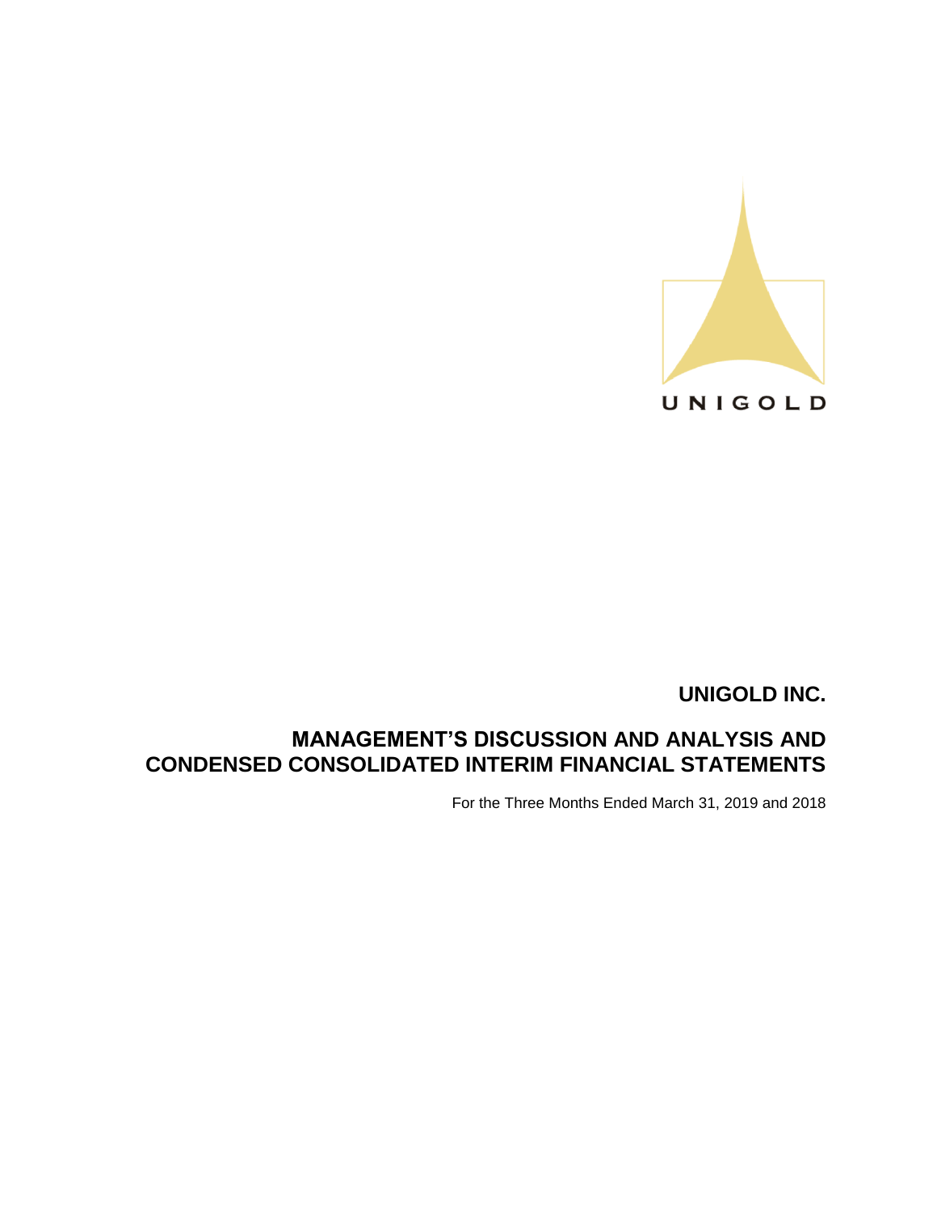UNIGOLD

# UNIGOLD INC.

## MANAGEMENT'S DISCUSSION AND ANALYSIS AND CONDENSED CONSOLIDATED INTERIM FINANCIAL STATEMENTS

For the Three Months Ended March 31, 2019 and 2018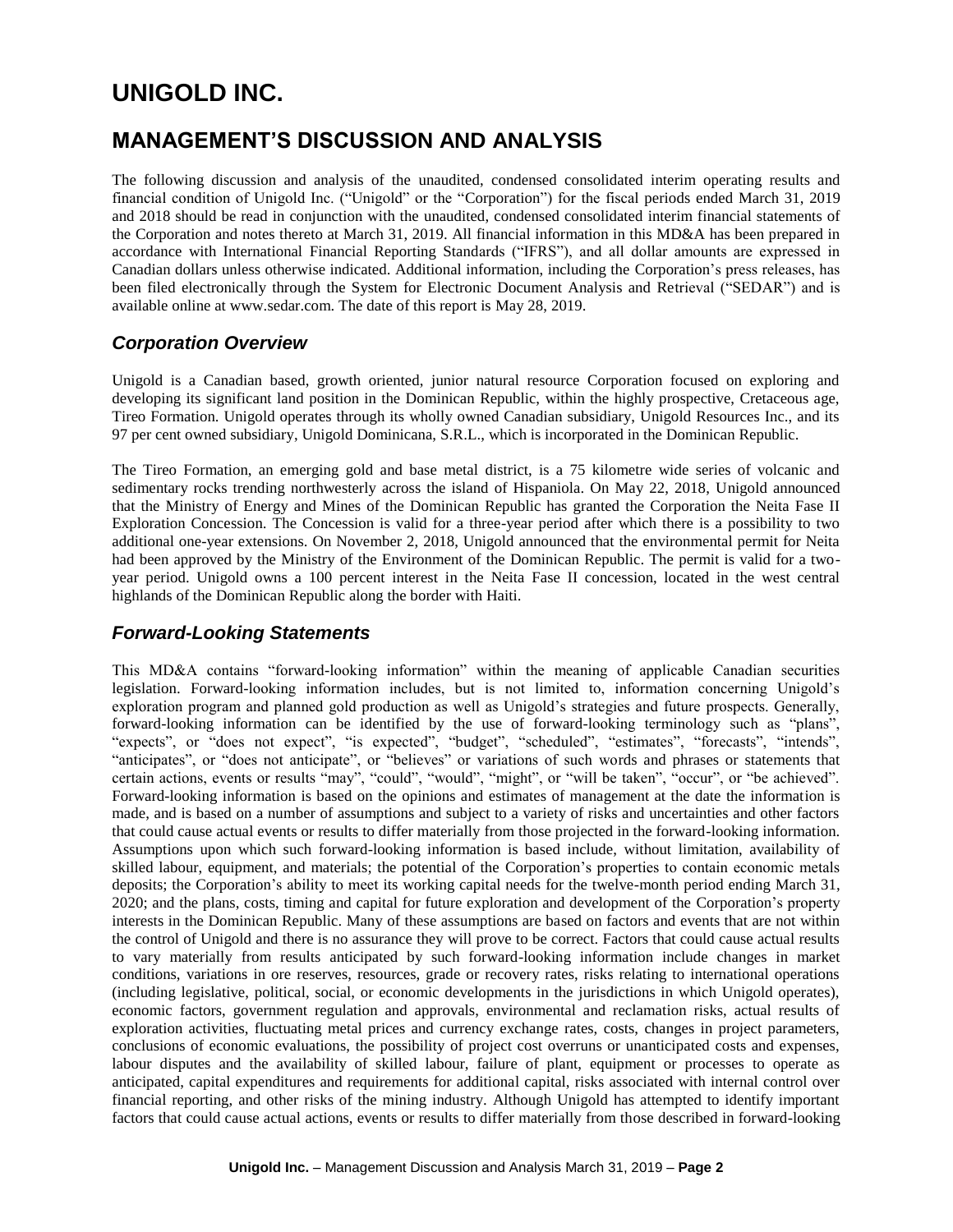# UNIGOLD INC.

## MANAGEMENT'S DISCUSSION AND ANALYSIS

The following discussion and analysis of the unaudited, condensed consolidated interim operating results and financial condition of Unigold Inc. ("Unigold" or the "Corporation") for the fiscal periods ended March 31, 2019 and 2018 should be read in conjunction with the unaudited, condensed consolidated interim financial statements of the Corporation and notes thereto at March 31, 2019. All financial information in this MD&A has been prepared in accordance with International Financial Reporting Standards ("IFRS"), and all dollar amounts are expressed in Canadian dollars unless otherwise indicated. Additional information, including the Corporation's press releases, has been filed electronically through the System for Electronic Document Analysis and Retrieval ("SEDAR") and is available online at www.sedar.com. The date of this report is May 28, 2019.

### *Corporation Overview*

Unigold is a Canadian based, growth oriented, junior natural resource Corporation focused on exploring and developing its significant land position in the Dominican Republic, within the highly prospective, Cretaceous age, Tireo Formation. Unigold operates through its wholly owned Canadian subsidiary, Unigold Resources Inc., and its 97 per cent owned subsidiary, Unigold Dominicana, S.R.L., which is incorporated in the Dominican Republic.

The Tireo Formation, an emerging gold and base metal district, is a 75 kilometre wide series of volcanic and sedimentary rocks trending northwesterly across the island of Hispaniola. On May 22, 2018, Unigold announced that the Ministry of Energy and Mines of the Dominican Republic has granted the Corporation the Neita Fase II Exploration Concession. The Concession is valid for a three-year period after which there is a possibility to two additional one-year extensions. On November 2, 2018, Unigold announced that the environmental permit for Neita had been approved by the Ministry of the Environment of the Dominican Republic. The permit is valid for a two-year period. Unigold owns a 100 percent interest in the Neita Fase II concession, located in the west central highlands of the Dominican Republic along the border with Haiti.

### *Forward-Looking Statements*

This MD&A contains "forward-looking information" within the meaning of applicable Canadian securities legislation. Forward-looking information includes, but is not limited to, information concerning Unigold's exploration program and planned gold production as well as Unigold's strategies and future prospects. Generally, forward-looking information can be identified by the use of forward-looking terminology such as "plans", "expects", or "does not expect", "is expected", "budget", "scheduled", "estimates", "forecasts", "intends", "anticipates", or "does not anticipate", or "believes" or variations of such words and phrases or statements that certain actions, events or results "may", "could", "would", "might", or "will be taken", "occur", or "be achieved". Forward-looking information is based on the opinions and estimates of management at the date the information is made, and is based on a number of assumptions and subject to a variety of risks and uncertainties and other factors that could cause actual events or results to differ materially from those projected in the forward-looking information. Assumptions upon which such forward-looking information is based include, without limitation, availability of skilled labour, equipment, and materials; the potential of the Corporation's properties to contain economic metals deposits; the Corporation's ability to meet its working capital needs for the twelve-month period ending March 31, 2020; and the plans, costs, timing and capital for future exploration and development of the Corporation's property interests in the Dominican Republic. Many of these assumptions are based on factors and events that are not within the control of Unigold and there is no assurance they will prove to be correct. Factors that could cause actual results to vary materially from results anticipated by such forward-looking information include changes in market conditions, variations in ore reserves, resources, grade or recovery rates, risks relating to international operations (including legislative, political, social, or economic developments in the jurisdictions in which Unigold operates), economic factors, government regulation and approvals, environmental and reclamation risks, actual results of exploration activities, fluctuating metal prices and currency exchange rates, costs, changes in project parameters, conclusions of economic evaluations, the possibility of project cost overruns or unanticipated costs and expenses, labour disputes and the availability of skilled labour, failure of plant, equipment or processes to operate as anticipated, capital expenditures and requirements for additional capital, risks associated with internal control over financial reporting, and other risks of the mining industry. Although Unigold has attempted to identify important factors that could cause actual actions, events or results to differ materially from those described in forward-looking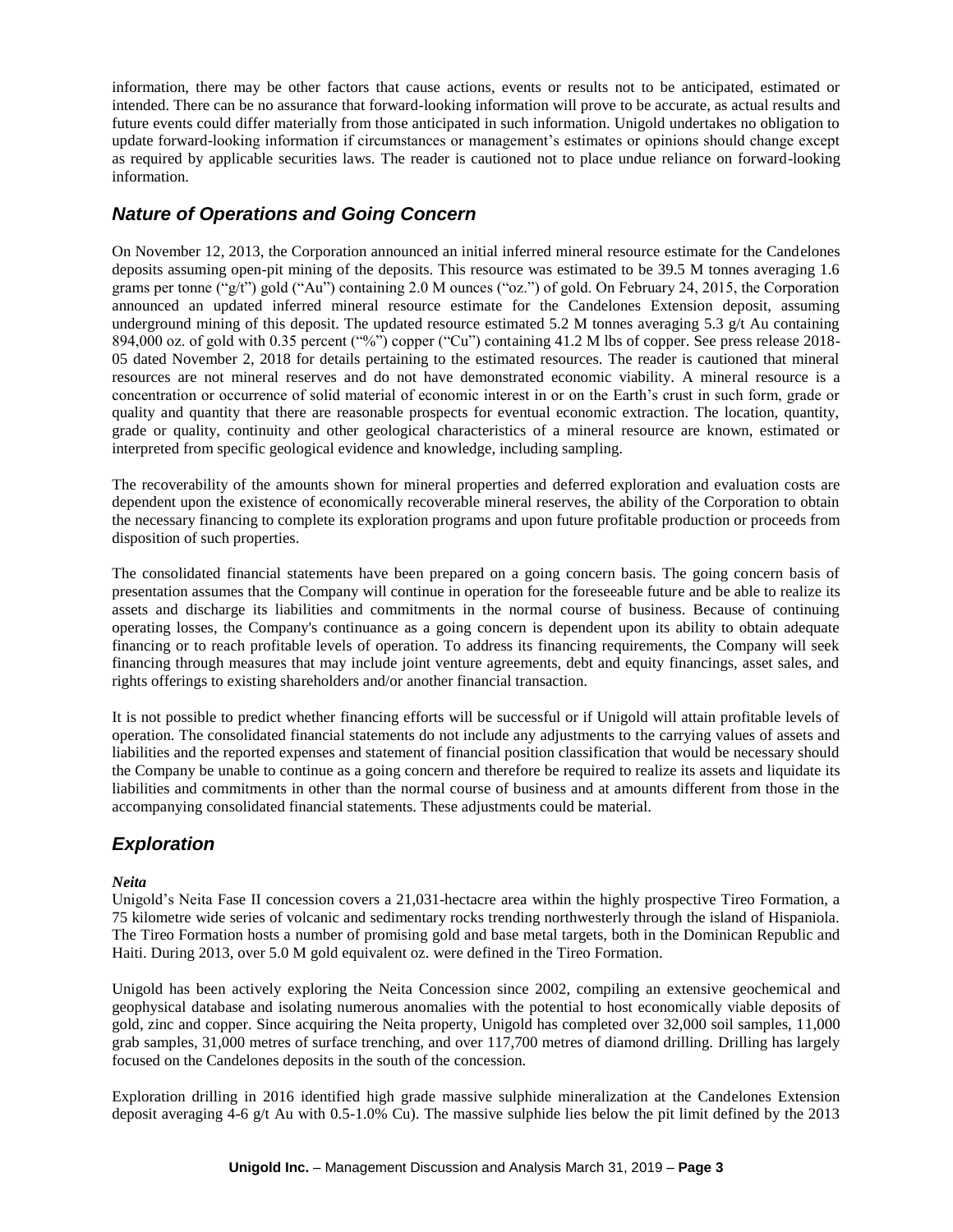information, there may be other factors that cause actions, events or results not to be anticipated, estimated or intended. There can be no assurance that forward-looking information will prove to be accurate, as actual results and future events could differ materially from those anticipated in such information. Unigold undertakes no obligation to update forward-looking information if circumstances or management's estimates or opinions should change except as required by applicable securities laws. The reader is cautioned not to place undue reliance on forward-looking information.

## *Nature of Operations and Going Concern*

On November 12, 2013, the Corporation announced an initial inferred mineral resource estimate for the Candelones deposits assuming open-pit mining of the deposits. This resource was estimated to be 39.5 M tonnes averaging 1.6 grams per tonne ("g/t") gold ("Au") containing 2.0 M ounces ("oz.") of gold. On February 24, 2015, the Corporation announced an updated inferred mineral resource estimate for the Candelones Extension deposit, assuming underground mining of this deposit. The updated resource estimated 5.2 M tonnes averaging 5.3 g/t Au containing 894,000 oz. of gold with 0.35 percent ("%") copper ("Cu") containing 41.2 M lbs of copper. See press release 2018-05 dated November 2, 2018 for details pertaining to the estimated resources. The reader is cautioned that mineral resources are not mineral reserves and do not have demonstrated economic viability. A mineral resource is a concentration or occurrence of solid material of economic interest in or on the Earth's crust in such form, grade or quality and quantity that there are reasonable prospects for eventual economic extraction. The location, quantity, grade or quality, continuity and other geological characteristics of a mineral resource are known, estimated or interpreted from specific geological evidence and knowledge, including sampling.

The recoverability of the amounts shown for mineral properties and deferred exploration and evaluation costs are dependent upon the existence of economically recoverable mineral reserves, the ability of the Corporation to obtain the necessary financing to complete its exploration programs and upon future profitable production or proceeds from disposition of such properties.

The consolidated financial statements have been prepared on a going concern basis. The going concern basis of presentation assumes that the Company will continue in operation for the foreseeable future and be able to realize its assets and discharge its liabilities and commitments in the normal course of business. Because of continuing operating losses, the Company's continuance as a going concern is dependent upon its ability to obtain adequate financing or to reach profitable levels of operation. To address its financing requirements, the Company will seek financing through measures that may include joint venture agreements, debt and equity financings, asset sales, and rights offerings to existing shareholders and/or another financial transaction.

It is not possible to predict whether financing efforts will be successful or if Unigold will attain profitable levels of operation. The consolidated financial statements do not include any adjustments to the carrying values of assets and liabilities and the reported expenses and statement of financial position classification that would be necessary should the Company be unable to continue as a going concern and therefore be required to realize its assets and liquidate its liabilities and commitments in other than the normal course of business and at amounts different from those in the accompanying consolidated financial statements. These adjustments could be material.

## *Exploration*

***Neita***

Unigold's Neita Fase II concession covers a 21,031-hectacre area within the highly prospective Tireo Formation, a 75 kilometre wide series of volcanic and sedimentary rocks trending northwesterly through the island of Hispaniola. The Tireo Formation hosts a number of promising gold and base metal targets, both in the Dominican Republic and Haiti. During 2013, over 5.0 M gold equivalent oz. were defined in the Tireo Formation.

Unigold has been actively exploring the Neita Concession since 2002, compiling an extensive geochemical and geophysical database and isolating numerous anomalies with the potential to host economically viable deposits of gold, zinc and copper. Since acquiring the Neita property, Unigold has completed over 32,000 soil samples, 11,000 grab samples, 31,000 metres of surface trenching, and over 117,700 metres of diamond drilling. Drilling has largely focused on the Candelones deposits in the south of the concession.

Exploration drilling in 2016 identified high grade massive sulphide mineralization at the Candelones Extension deposit averaging 4-6 g/t Au with 0.5-1.0% Cu). The massive sulphide lies below the pit limit defined by the 2013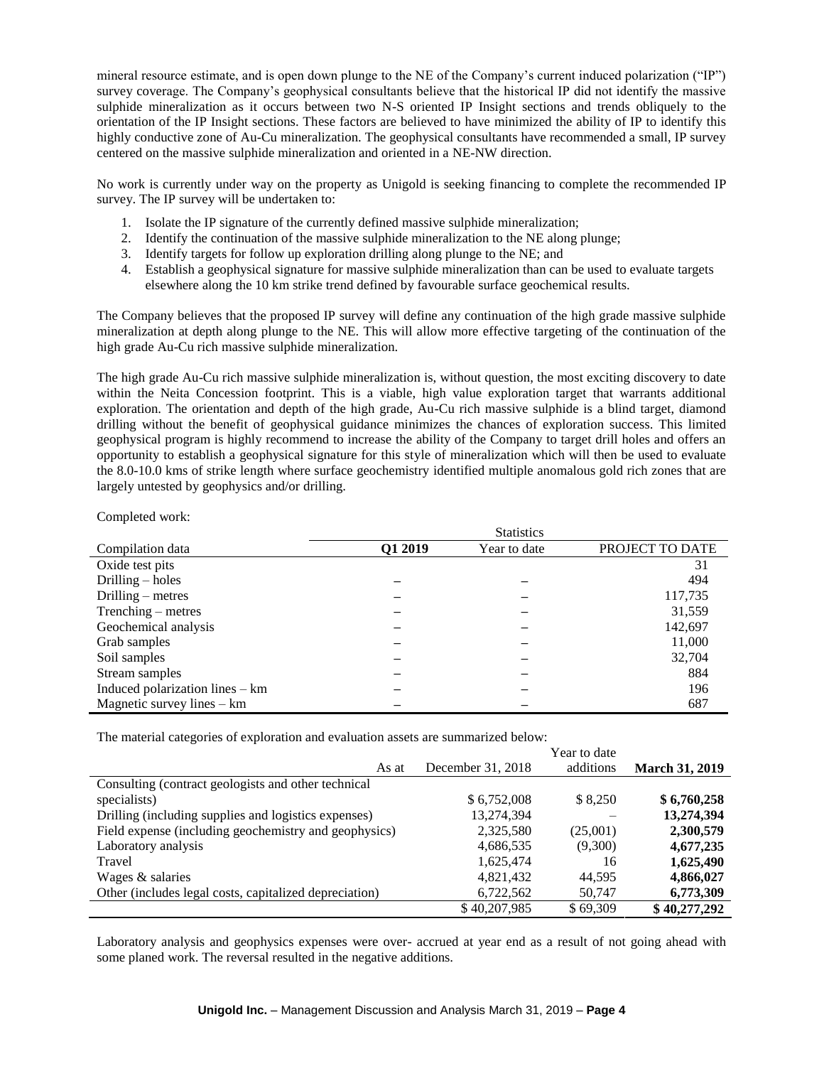mineral resource estimate, and is open down plunge to the NE of the Company's current induced polarization ("IP") survey coverage. The Company's geophysical consultants believe that the historical IP did not identify the massive sulphide mineralization as it occurs between two N-S oriented IP Insight sections and trends obliquely to the orientation of the IP Insight sections. These factors are believed to have minimized the ability of IP to identify this highly conductive zone of Au-Cu mineralization. The geophysical consultants have recommended a small, IP survey centered on the massive sulphide mineralization and oriented in a NE-NW direction.

No work is currently under way on the property as Unigold is seeking financing to complete the recommended IP survey. The IP survey will be undertaken to:

1. Isolate the IP signature of the currently defined massive sulphide mineralization;
2. Identify the continuation of the massive sulphide mineralization to the NE along plunge;
3. Identify targets for follow up exploration drilling along plunge to the NE; and
4. Establish a geophysical signature for massive sulphide mineralization than can be used to evaluate targets elsewhere along the 10 km strike trend defined by favourable surface geochemical results.

The Company believes that the proposed IP survey will define any continuation of the high grade massive sulphide mineralization at depth along plunge to the NE. This will allow more effective targeting of the continuation of the high grade Au-Cu rich massive sulphide mineralization.

The high grade Au-Cu rich massive sulphide mineralization is, without question, the most exciting discovery to date within the Neita Concession footprint. This is a viable, high value exploration target that warrants additional exploration. The orientation and depth of the high grade, Au-Cu rich massive sulphide is a blind target, diamond drilling without the benefit of geophysical guidance minimizes the chances of exploration success. This limited geophysical program is highly recommend to increase the ability of the Company to target drill holes and offers an opportunity to establish a geophysical signature for this style of mineralization which will then be used to evaluate the 8.0-10.0 kms of strike length where surface geochemistry identified multiple anomalous gold rich zones that are largely untested by geophysics and/or drilling.

Completed work:

| | Statistics | | |
|---|---|---|---|
| Compilation data | **Q1 2019** | Year to date | PROJECT TO DATE |
| Oxide test pits | | | 31 |
| Drilling – holes | – | – | 494 |
| Drilling – metres | – | – | 117,735 |
| Trenching – metres | – | – | 31,559 |
| Geochemical analysis | – | – | 142,697 |
| Grab samples | – | – | 11,000 |
| Soil samples | – | – | 32,704 |
| Stream samples | – | – | 884 |
| Induced polarization lines – km | – | – | 196 |
| Magnetic survey lines – km | – | – | 687 |

The material categories of exploration and evaluation assets are summarized below:

| As at | December 31, 2018 | Year to date additions | **March 31, 2019** |
|---|---|---|---|
| Consulting (contract geologists and other technical specialists) | $ 6,752,008 | $ 8,250 | **$ 6,760,258** |
| Drilling (including supplies and logistics expenses) | 13,274,394 | – | **13,274,394** |
| Field expense (including geochemistry and geophysics) | 2,325,580 | (25,001) | **2,300,579** |
| Laboratory analysis | 4,686,535 | (9,300) | **4,677,235** |
| Travel | 1,625,474 | 16 | **1,625,490** |
| Wages & salaries | 4,821,432 | 44,595 | **4,866,027** |
| Other (includes legal costs, capitalized depreciation) | 6,722,562 | 50,747 | **6,773,309** |
| | $ 40,207,985 | $ 69,309 | **$ 40,277,292** |

Laboratory analysis and geophysics expenses were over- accrued at year end as a result of not going ahead with some planed work. The reversal resulted in the negative additions.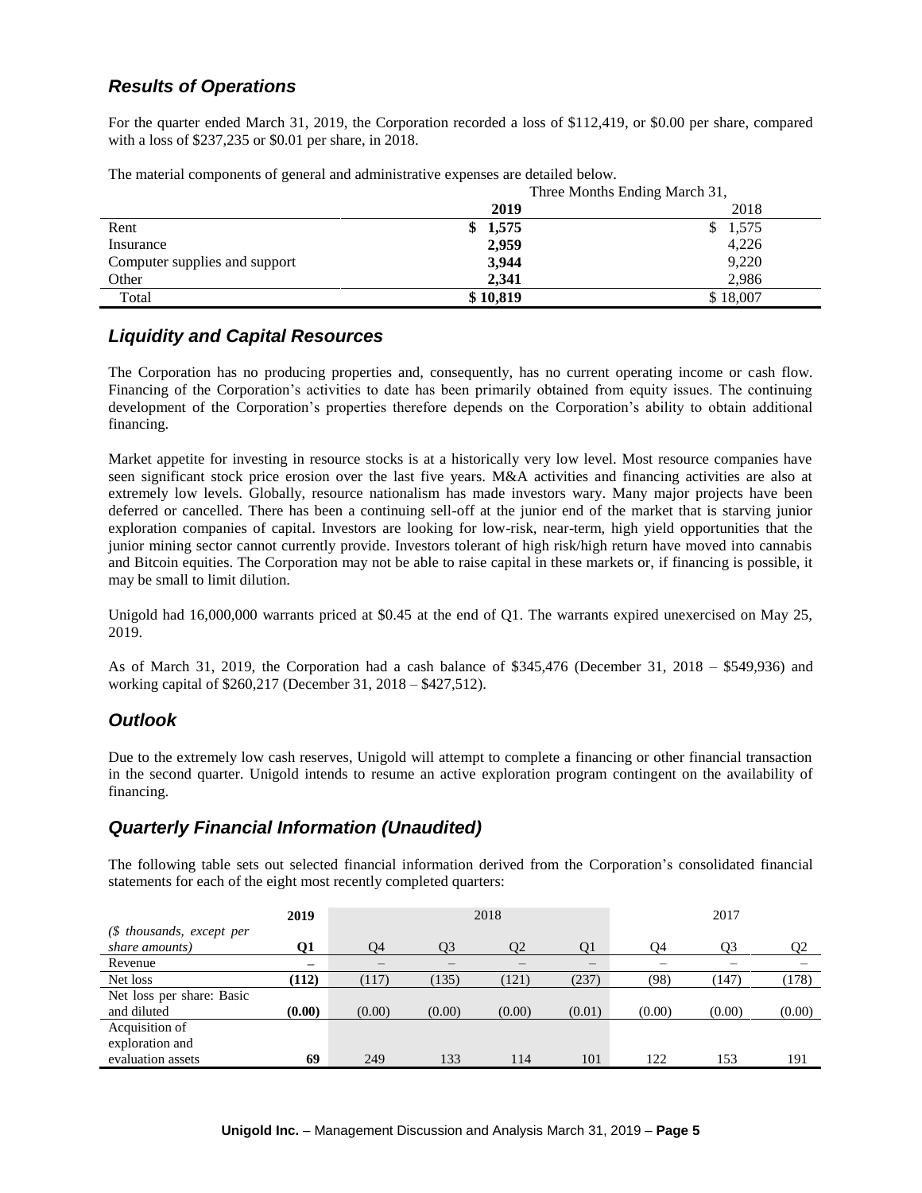## *Results of Operations*

For the quarter ended March 31, 2019, the Corporation recorded a loss of $112,419, or $0.00 per share, compared with a loss of $237,235 or $0.01 per share, in 2018.

The material components of general and administrative expenses are detailed below.

| | Three Months Ending March 31, | |
|---|---|---|
| | **2019** | 2018 |
| Rent | **$ 1,575** | $ 1,575 |
| Insurance | **2,959** | 4,226 |
| Computer supplies and support | **3,944** | 9,220 |
| Other | **2,341** | 2,986 |
| Total | **$ 10,819** | $ 18,007 |

## *Liquidity and Capital Resources*

The Corporation has no producing properties and, consequently, has no current operating income or cash flow. Financing of the Corporation's activities to date has been primarily obtained from equity issues. The continuing development of the Corporation's properties therefore depends on the Corporation's ability to obtain additional financing.

Market appetite for investing in resource stocks is at a historically very low level. Most resource companies have seen significant stock price erosion over the last five years. M&A activities and financing activities are also at extremely low levels. Globally, resource nationalism has made investors wary. Many major projects have been deferred or cancelled. There has been a continuing sell-off at the junior end of the market that is starving junior exploration companies of capital. Investors are looking for low-risk, near-term, high yield opportunities that the junior mining sector cannot currently provide. Investors tolerant of high risk/high return have moved into cannabis and Bitcoin equities. The Corporation may not be able to raise capital in these markets or, if financing is possible, it may be small to limit dilution.

Unigold had 16,000,000 warrants priced at $0.45 at the end of Q1. The warrants expired unexercised on May 25, 2019.

As of March 31, 2019, the Corporation had a cash balance of $345,476 (December 31, 2018 – $549,936) and working capital of $260,217 (December 31, 2018 – $427,512).

## *Outlook*

Due to the extremely low cash reserves, Unigold will attempt to complete a financing or other financial transaction in the second quarter. Unigold intends to resume an active exploration program contingent on the availability of financing.

## *Quarterly Financial Information (Unaudited)*

The following table sets out selected financial information derived from the Corporation's consolidated financial statements for each of the eight most recently completed quarters:

| | **2019** | 2018 | | | | 2017 | | |
|---|---|---|---|---|---|---|---|---|
| *($ thousands, except per share amounts)* | **Q1** | Q4 | Q3 | Q2 | Q1 | Q4 | Q3 | Q2 |
| Revenue | **–** | – | – | – | – | – | – | – |
| Net loss | **(112)** | (117) | (135) | (121) | (237) | (98) | (147) | (178) |
| Net loss per share: Basic and diluted | **(0.00)** | (0.00) | (0.00) | (0.00) | (0.01) | (0.00) | (0.00) | (0.00) |
| Acquisition of exploration and evaluation assets | **69** | 249 | 133 | 114 | 101 | 122 | 153 | 191 |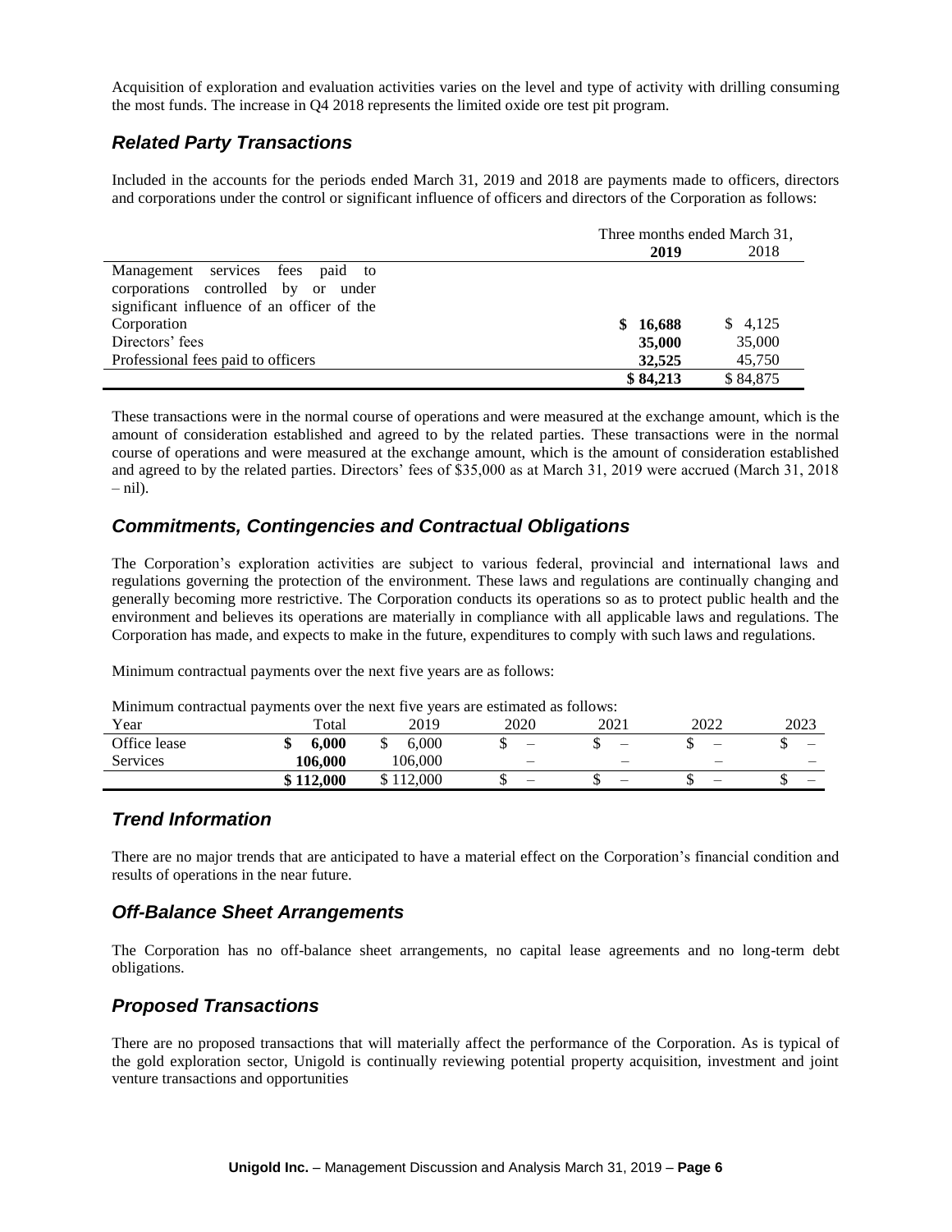Acquisition of exploration and evaluation activities varies on the level and type of activity with drilling consuming the most funds. The increase in Q4 2018 represents the limited oxide ore test pit program.

## *Related Party Transactions*

Included in the accounts for the periods ended March 31, 2019 and 2018 are payments made to officers, directors and corporations under the control or significant influence of officers and directors of the Corporation as follows:

| | Three months ended March 31, | |
|---|---|---|
| | **2019** | 2018 |
| Management services fees paid to corporations controlled by or under significant influence of an officer of the Corporation | **$ 16,688** | $ 4,125 |
| Directors' fees | **35,000** | 35,000 |
| Professional fees paid to officers | **32,525** | 45,750 |
| | **$ 84,213** | $ 84,875 |

These transactions were in the normal course of operations and were measured at the exchange amount, which is the amount of consideration established and agreed to by the related parties. These transactions were in the normal course of operations and were measured at the exchange amount, which is the amount of consideration established and agreed to by the related parties. Directors' fees of $35,000 as at March 31, 2019 were accrued (March 31, 2018 – nil).

## *Commitments, Contingencies and Contractual Obligations*

The Corporation's exploration activities are subject to various federal, provincial and international laws and regulations governing the protection of the environment. These laws and regulations are continually changing and generally becoming more restrictive. The Corporation conducts its operations so as to protect public health and the environment and believes its operations are materially in compliance with all applicable laws and regulations. The Corporation has made, and expects to make in the future, expenditures to comply with such laws and regulations.

Minimum contractual payments over the next five years are as follows:

Minimum contractual payments over the next five years are estimated as follows:

| Year | Total | 2019 | 2020 | 2021 | 2022 | 2023 |
|---|---|---|---|---|---|---|
| Office lease | **$ 6,000** | $ 6,000 | $ – | $ – | $ – | $ – |
| Services | **106,000** | 106,000 | – | – | – | – |
| | **$ 112,000** | $ 112,000 | $ – | $ – | $ – | $ – |

## *Trend Information*

There are no major trends that are anticipated to have a material effect on the Corporation's financial condition and results of operations in the near future.

## *Off-Balance Sheet Arrangements*

The Corporation has no off-balance sheet arrangements, no capital lease agreements and no long-term debt obligations.

## *Proposed Transactions*

There are no proposed transactions that will materially affect the performance of the Corporation. As is typical of the gold exploration sector, Unigold is continually reviewing potential property acquisition, investment and joint venture transactions and opportunities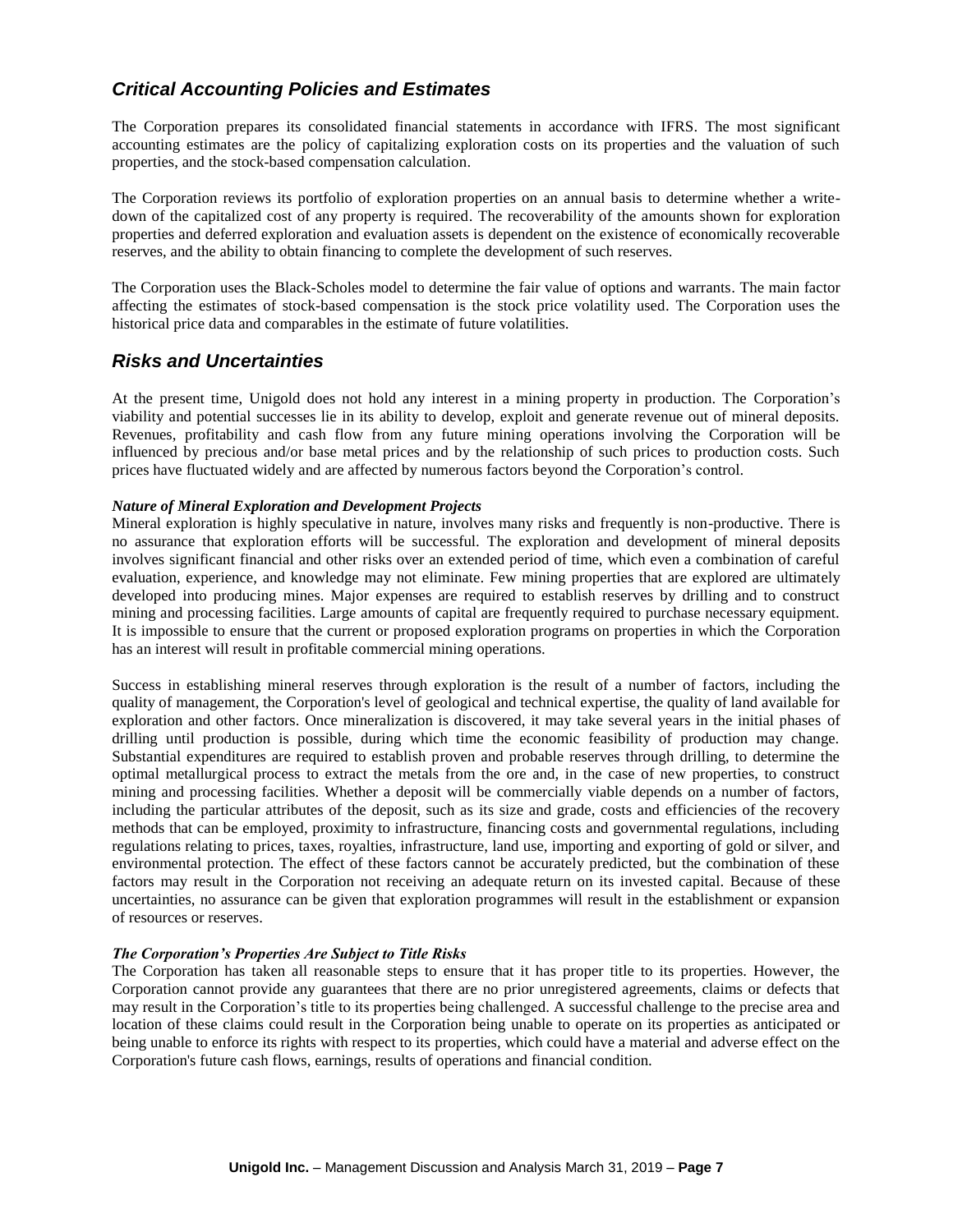## *Critical Accounting Policies and Estimates*

The Corporation prepares its consolidated financial statements in accordance with IFRS. The most significant accounting estimates are the policy of capitalizing exploration costs on its properties and the valuation of such properties, and the stock-based compensation calculation.

The Corporation reviews its portfolio of exploration properties on an annual basis to determine whether a write-down of the capitalized cost of any property is required. The recoverability of the amounts shown for exploration properties and deferred exploration and evaluation assets is dependent on the existence of economically recoverable reserves, and the ability to obtain financing to complete the development of such reserves.

The Corporation uses the Black-Scholes model to determine the fair value of options and warrants. The main factor affecting the estimates of stock-based compensation is the stock price volatility used. The Corporation uses the historical price data and comparables in the estimate of future volatilities.

## *Risks and Uncertainties*

At the present time, Unigold does not hold any interest in a mining property in production. The Corporation's viability and potential successes lie in its ability to develop, exploit and generate revenue out of mineral deposits. Revenues, profitability and cash flow from any future mining operations involving the Corporation will be influenced by precious and/or base metal prices and by the relationship of such prices to production costs. Such prices have fluctuated widely and are affected by numerous factors beyond the Corporation's control.

***Nature of Mineral Exploration and Development Projects***

Mineral exploration is highly speculative in nature, involves many risks and frequently is non-productive. There is no assurance that exploration efforts will be successful. The exploration and development of mineral deposits involves significant financial and other risks over an extended period of time, which even a combination of careful evaluation, experience, and knowledge may not eliminate. Few mining properties that are explored are ultimately developed into producing mines. Major expenses are required to establish reserves by drilling and to construct mining and processing facilities. Large amounts of capital are frequently required to purchase necessary equipment. It is impossible to ensure that the current or proposed exploration programs on properties in which the Corporation has an interest will result in profitable commercial mining operations.

Success in establishing mineral reserves through exploration is the result of a number of factors, including the quality of management, the Corporation's level of geological and technical expertise, the quality of land available for exploration and other factors. Once mineralization is discovered, it may take several years in the initial phases of drilling until production is possible, during which time the economic feasibility of production may change. Substantial expenditures are required to establish proven and probable reserves through drilling, to determine the optimal metallurgical process to extract the metals from the ore and, in the case of new properties, to construct mining and processing facilities. Whether a deposit will be commercially viable depends on a number of factors, including the particular attributes of the deposit, such as its size and grade, costs and efficiencies of the recovery methods that can be employed, proximity to infrastructure, financing costs and governmental regulations, including regulations relating to prices, taxes, royalties, infrastructure, land use, importing and exporting of gold or silver, and environmental protection. The effect of these factors cannot be accurately predicted, but the combination of these factors may result in the Corporation not receiving an adequate return on its invested capital. Because of these uncertainties, no assurance can be given that exploration programmes will result in the establishment or expansion of resources or reserves.

***The Corporation's Properties Are Subject to Title Risks***

The Corporation has taken all reasonable steps to ensure that it has proper title to its properties. However, the Corporation cannot provide any guarantees that there are no prior unregistered agreements, claims or defects that may result in the Corporation's title to its properties being challenged. A successful challenge to the precise area and location of these claims could result in the Corporation being unable to operate on its properties as anticipated or being unable to enforce its rights with respect to its properties, which could have a material and adverse effect on the Corporation's future cash flows, earnings, results of operations and financial condition.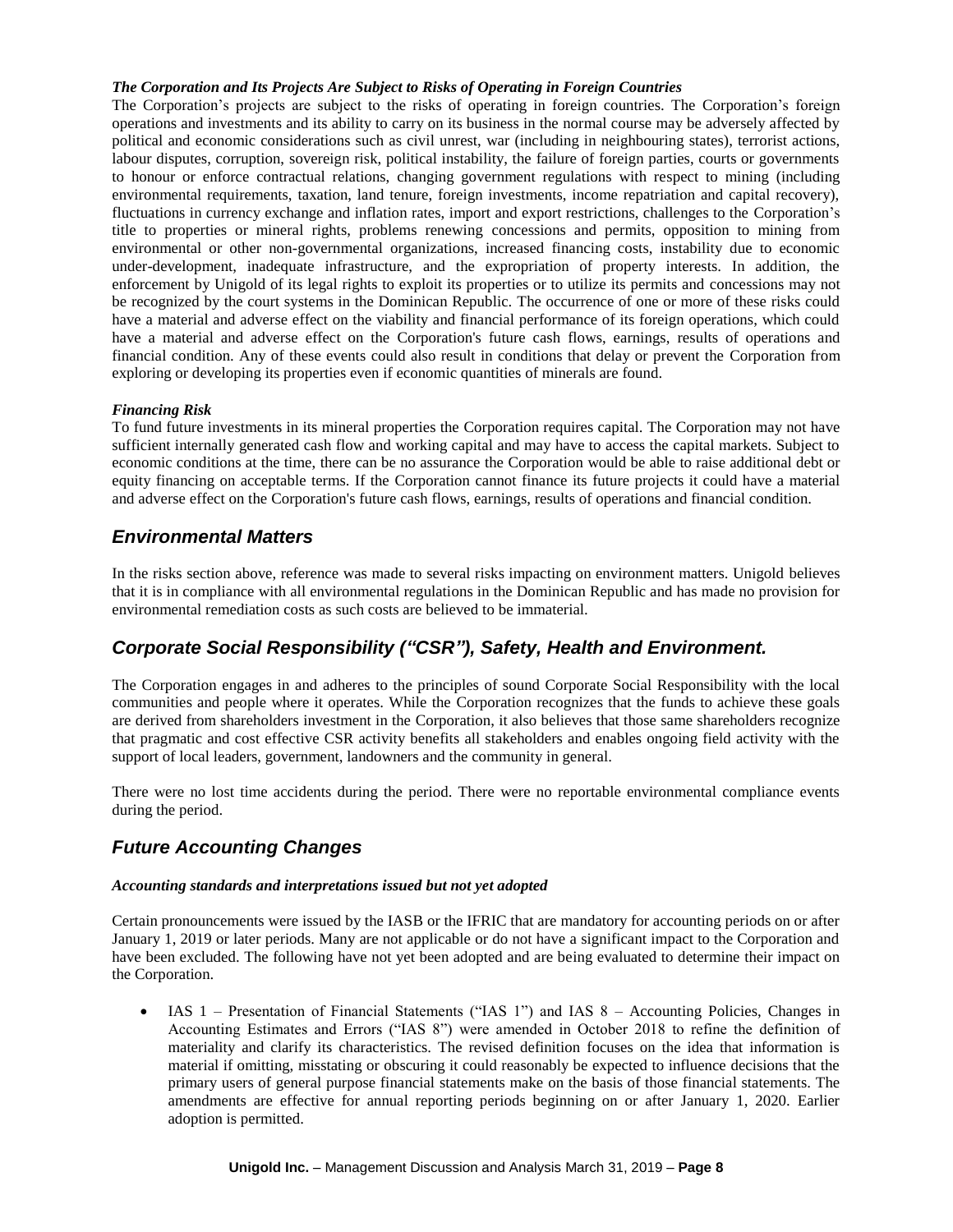***The Corporation and Its Projects Are Subject to Risks of Operating in Foreign Countries***

The Corporation's projects are subject to the risks of operating in foreign countries. The Corporation's foreign operations and investments and its ability to carry on its business in the normal course may be adversely affected by political and economic considerations such as civil unrest, war (including in neighbouring states), terrorist actions, labour disputes, corruption, sovereign risk, political instability, the failure of foreign parties, courts or governments to honour or enforce contractual relations, changing government regulations with respect to mining (including environmental requirements, taxation, land tenure, foreign investments, income repatriation and capital recovery), fluctuations in currency exchange and inflation rates, import and export restrictions, challenges to the Corporation's title to properties or mineral rights, problems renewing concessions and permits, opposition to mining from environmental or other non-governmental organizations, increased financing costs, instability due to economic under-development, inadequate infrastructure, and the expropriation of property interests. In addition, the enforcement by Unigold of its legal rights to exploit its properties or to utilize its permits and concessions may not be recognized by the court systems in the Dominican Republic. The occurrence of one or more of these risks could have a material and adverse effect on the viability and financial performance of its foreign operations, which could have a material and adverse effect on the Corporation's future cash flows, earnings, results of operations and financial condition. Any of these events could also result in conditions that delay or prevent the Corporation from exploring or developing its properties even if economic quantities of minerals are found.

***Financing Risk***

To fund future investments in its mineral properties the Corporation requires capital. The Corporation may not have sufficient internally generated cash flow and working capital and may have to access the capital markets. Subject to economic conditions at the time, there can be no assurance the Corporation would be able to raise additional debt or equity financing on acceptable terms. If the Corporation cannot finance its future projects it could have a material and adverse effect on the Corporation's future cash flows, earnings, results of operations and financial condition.

## *Environmental Matters*

In the risks section above, reference was made to several risks impacting on environment matters. Unigold believes that it is in compliance with all environmental regulations in the Dominican Republic and has made no provision for environmental remediation costs as such costs are believed to be immaterial.

## *Corporate Social Responsibility ("CSR"), Safety, Health and Environment.*

The Corporation engages in and adheres to the principles of sound Corporate Social Responsibility with the local communities and people where it operates. While the Corporation recognizes that the funds to achieve these goals are derived from shareholders investment in the Corporation, it also believes that those same shareholders recognize that pragmatic and cost effective CSR activity benefits all stakeholders and enables ongoing field activity with the support of local leaders, government, landowners and the community in general.

There were no lost time accidents during the period. There were no reportable environmental compliance events during the period.

## *Future Accounting Changes*

***Accounting standards and interpretations issued but not yet adopted***

Certain pronouncements were issued by the IASB or the IFRIC that are mandatory for accounting periods on or after January 1, 2019 or later periods. Many are not applicable or do not have a significant impact to the Corporation and have been excluded. The following have not yet been adopted and are being evaluated to determine their impact on the Corporation.

- IAS 1 – Presentation of Financial Statements ("IAS 1") and IAS 8 – Accounting Policies, Changes in Accounting Estimates and Errors ("IAS 8") were amended in October 2018 to refine the definition of materiality and clarify its characteristics. The revised definition focuses on the idea that information is material if omitting, misstating or obscuring it could reasonably be expected to influence decisions that the primary users of general purpose financial statements make on the basis of those financial statements. The amendments are effective for annual reporting periods beginning on or after January 1, 2020. Earlier adoption is permitted.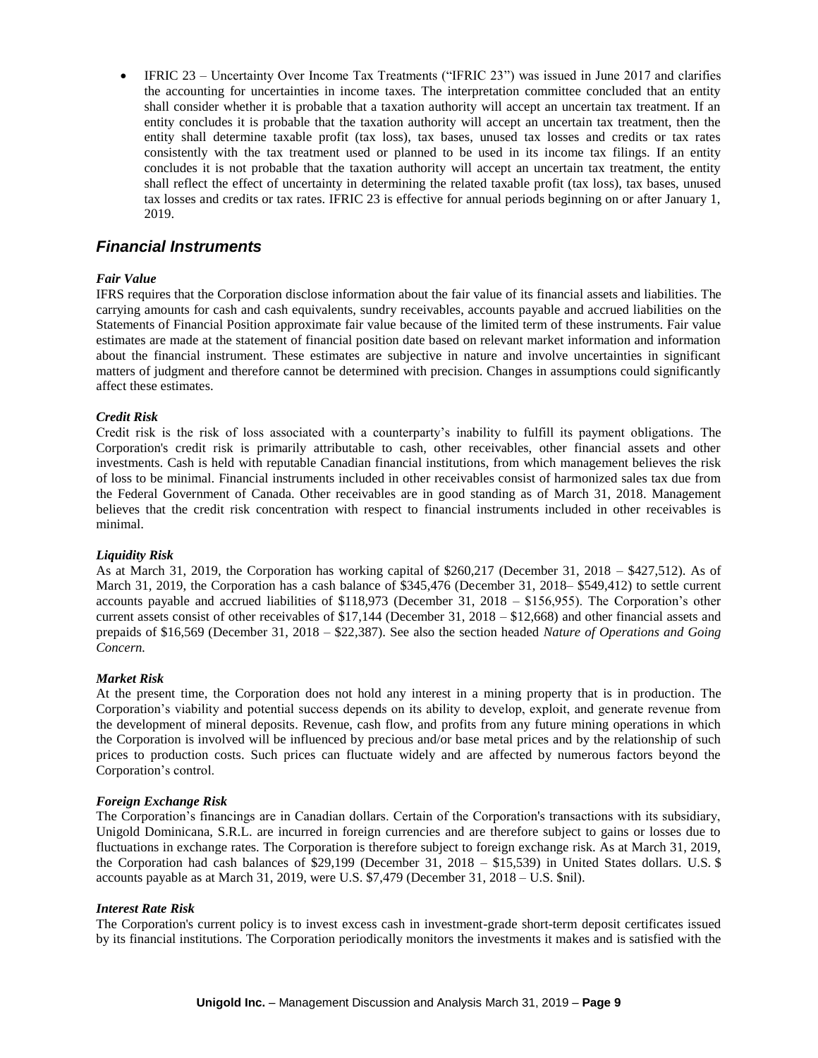- IFRIC 23 – Uncertainty Over Income Tax Treatments ("IFRIC 23") was issued in June 2017 and clarifies the accounting for uncertainties in income taxes. The interpretation committee concluded that an entity shall consider whether it is probable that a taxation authority will accept an uncertain tax treatment. If an entity concludes it is probable that the taxation authority will accept an uncertain tax treatment, then the entity shall determine taxable profit (tax loss), tax bases, unused tax losses and credits or tax rates consistently with the tax treatment used or planned to be used in its income tax filings. If an entity concludes it is not probable that the taxation authority will accept an uncertain tax treatment, the entity shall reflect the effect of uncertainty in determining the related taxable profit (tax loss), tax bases, unused tax losses and credits or tax rates. IFRIC 23 is effective for annual periods beginning on or after January 1, 2019.

## *Financial Instruments*

***Fair Value***

IFRS requires that the Corporation disclose information about the fair value of its financial assets and liabilities. The carrying amounts for cash and cash equivalents, sundry receivables, accounts payable and accrued liabilities on the Statements of Financial Position approximate fair value because of the limited term of these instruments. Fair value estimates are made at the statement of financial position date based on relevant market information and information about the financial instrument. These estimates are subjective in nature and involve uncertainties in significant matters of judgment and therefore cannot be determined with precision. Changes in assumptions could significantly affect these estimates.

***Credit Risk***

Credit risk is the risk of loss associated with a counterparty's inability to fulfill its payment obligations. The Corporation's credit risk is primarily attributable to cash, other receivables, other financial assets and other investments. Cash is held with reputable Canadian financial institutions, from which management believes the risk of loss to be minimal. Financial instruments included in other receivables consist of harmonized sales tax due from the Federal Government of Canada. Other receivables are in good standing as of March 31, 2018. Management believes that the credit risk concentration with respect to financial instruments included in other receivables is minimal.

***Liquidity Risk***

As at March 31, 2019, the Corporation has working capital of $260,217 (December 31, 2018 – $427,512). As of March 31, 2019, the Corporation has a cash balance of $345,476 (December 31, 2018– $549,412) to settle current accounts payable and accrued liabilities of $118,973 (December 31, 2018 – $156,955). The Corporation's other current assets consist of other receivables of $17,144 (December 31, 2018 – $12,668) and other financial assets and prepaids of $16,569 (December 31, 2018 – $22,387). See also the section headed *Nature of Operations and Going Concern.*

***Market Risk***

At the present time, the Corporation does not hold any interest in a mining property that is in production. The Corporation's viability and potential success depends on its ability to develop, exploit, and generate revenue from the development of mineral deposits. Revenue, cash flow, and profits from any future mining operations in which the Corporation is involved will be influenced by precious and/or base metal prices and by the relationship of such prices to production costs. Such prices can fluctuate widely and are affected by numerous factors beyond the Corporation's control.

***Foreign Exchange Risk***

The Corporation's financings are in Canadian dollars. Certain of the Corporation's transactions with its subsidiary, Unigold Dominicana, S.R.L. are incurred in foreign currencies and are therefore subject to gains or losses due to fluctuations in exchange rates. The Corporation is therefore subject to foreign exchange risk. As at March 31, 2019, the Corporation had cash balances of $29,199 (December 31, 2018 – $15,539) in United States dollars. U.S. $ accounts payable as at March 31, 2019, were U.S. $7,479 (December 31, 2018 – U.S. $nil).

***Interest Rate Risk***

The Corporation's current policy is to invest excess cash in investment-grade short-term deposit certificates issued by its financial institutions. The Corporation periodically monitors the investments it makes and is satisfied with the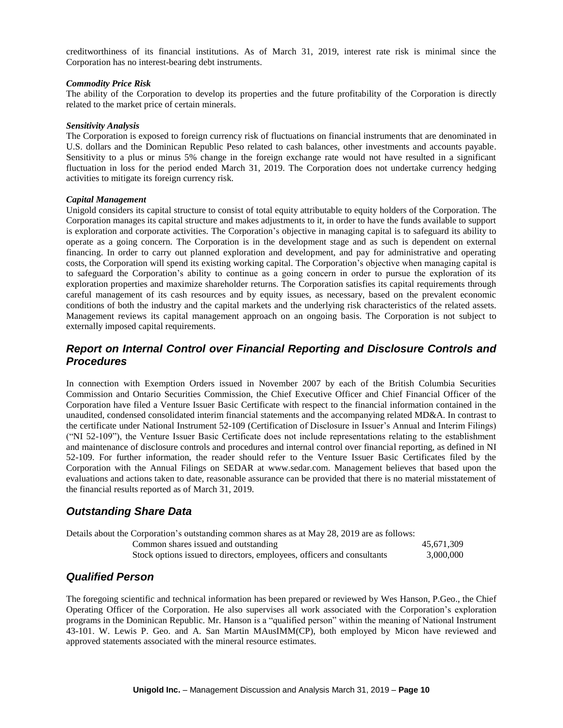creditworthiness of its financial institutions. As of March 31, 2019, interest rate risk is minimal since the Corporation has no interest-bearing debt instruments.

***Commodity Price Risk***

The ability of the Corporation to develop its properties and the future profitability of the Corporation is directly related to the market price of certain minerals.

***Sensitivity Analysis***

The Corporation is exposed to foreign currency risk of fluctuations on financial instruments that are denominated in U.S. dollars and the Dominican Republic Peso related to cash balances, other investments and accounts payable. Sensitivity to a plus or minus 5% change in the foreign exchange rate would not have resulted in a significant fluctuation in loss for the period ended March 31, 2019. The Corporation does not undertake currency hedging activities to mitigate its foreign currency risk.

***Capital Management***

Unigold considers its capital structure to consist of total equity attributable to equity holders of the Corporation. The Corporation manages its capital structure and makes adjustments to it, in order to have the funds available to support is exploration and corporate activities. The Corporation's objective in managing capital is to safeguard its ability to operate as a going concern. The Corporation is in the development stage and as such is dependent on external financing. In order to carry out planned exploration and development, and pay for administrative and operating costs, the Corporation will spend its existing working capital. The Corporation's objective when managing capital is to safeguard the Corporation's ability to continue as a going concern in order to pursue the exploration of its exploration properties and maximize shareholder returns. The Corporation satisfies its capital requirements through careful management of its cash resources and by equity issues, as necessary, based on the prevalent economic conditions of both the industry and the capital markets and the underlying risk characteristics of the related assets. Management reviews its capital management approach on an ongoing basis. The Corporation is not subject to externally imposed capital requirements.

## *Report on Internal Control over Financial Reporting and Disclosure Controls and Procedures*

In connection with Exemption Orders issued in November 2007 by each of the British Columbia Securities Commission and Ontario Securities Commission, the Chief Executive Officer and Chief Financial Officer of the Corporation have filed a Venture Issuer Basic Certificate with respect to the financial information contained in the unaudited, condensed consolidated interim financial statements and the accompanying related MD&A. In contrast to the certificate under National Instrument 52-109 (Certification of Disclosure in Issuer's Annual and Interim Filings) ("NI 52-109"), the Venture Issuer Basic Certificate does not include representations relating to the establishment and maintenance of disclosure controls and procedures and internal control over financial reporting, as defined in NI 52-109. For further information, the reader should refer to the Venture Issuer Basic Certificates filed by the Corporation with the Annual Filings on SEDAR at www.sedar.com. Management believes that based upon the evaluations and actions taken to date, reasonable assurance can be provided that there is no material misstatement of the financial results reported as of March 31, 2019.

## *Outstanding Share Data*

Details about the Corporation's outstanding common shares as at May 28, 2019 are as follows:

| | |
|---|---|
| Common shares issued and outstanding | 45,671,309 |
| Stock options issued to directors, employees, officers and consultants | 3,000,000 |

## *Qualified Person*

The foregoing scientific and technical information has been prepared or reviewed by Wes Hanson, P.Geo., the Chief Operating Officer of the Corporation. He also supervises all work associated with the Corporation's exploration programs in the Dominican Republic. Mr. Hanson is a "qualified person" within the meaning of National Instrument 43-101. W. Lewis P. Geo. and A. San Martin MAusIMM(CP), both employed by Micon have reviewed and approved statements associated with the mineral resource estimates.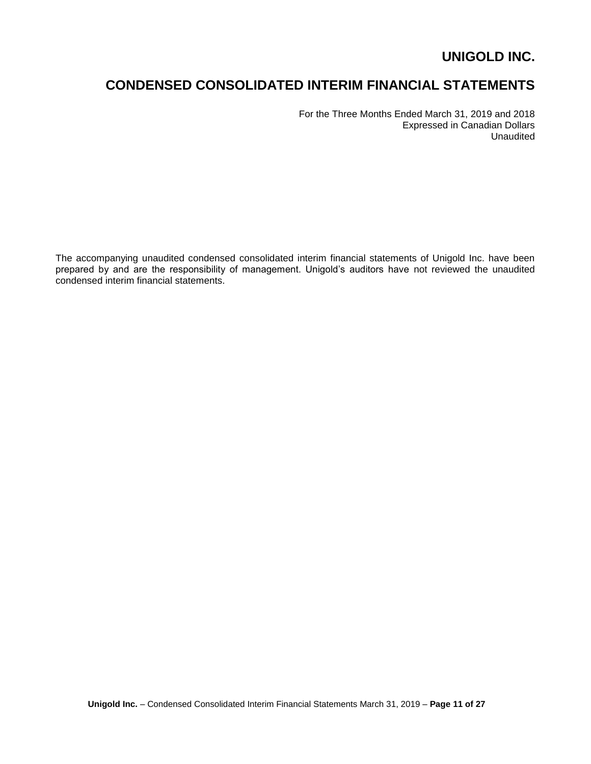# UNIGOLD INC.

# CONDENSED CONSOLIDATED INTERIM FINANCIAL STATEMENTS

For the Three Months Ended March 31, 2019 and 2018
Expressed in Canadian Dollars
Unaudited

The accompanying unaudited condensed consolidated interim financial statements of Unigold Inc. have been prepared by and are the responsibility of management. Unigold's auditors have not reviewed the unaudited condensed interim financial statements.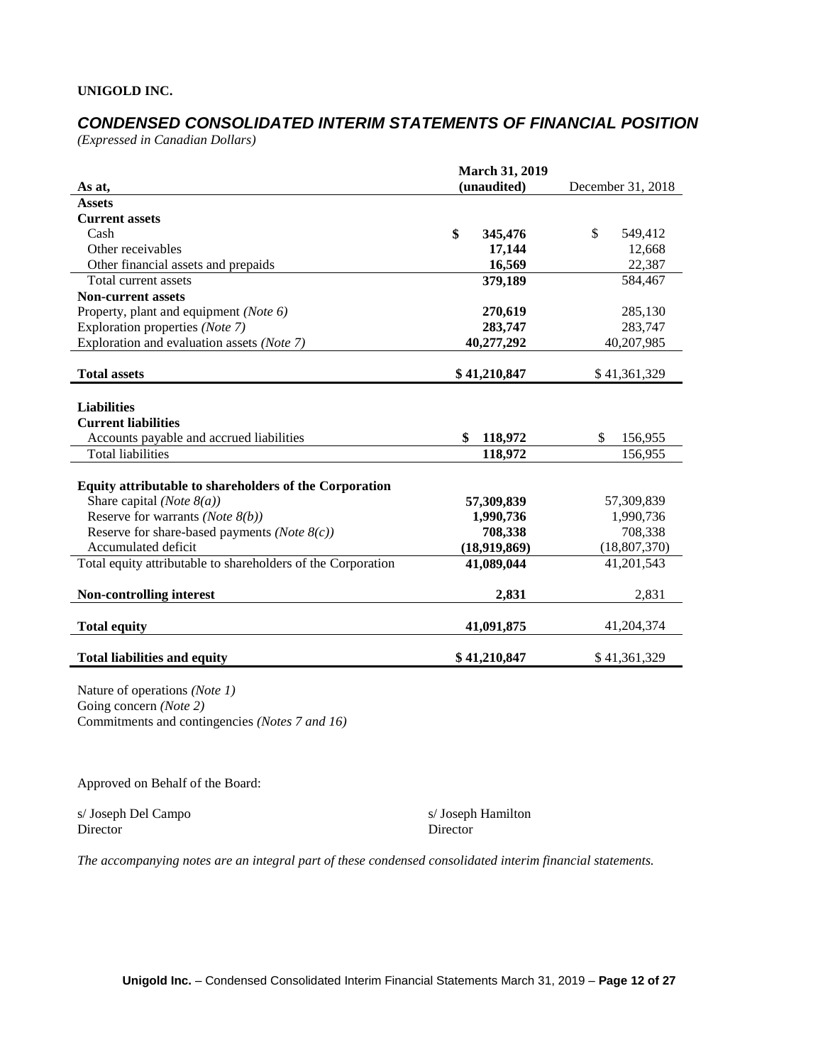**UNIGOLD INC.**

## *CONDENSED CONSOLIDATED INTERIM STATEMENTS OF FINANCIAL POSITION*

*(Expressed in Canadian Dollars)*

| As at, | March 31, 2019 (unaudited) | December 31, 2018 |
|---|---|---|
| **Assets** | | |
| **Current assets** | | |
| Cash | **$ 345,476** | $ 549,412 |
| Other receivables | **17,144** | 12,668 |
| Other financial assets and prepaids | **16,569** | 22,387 |
| Total current assets | **379,189** | 584,467 |
| **Non-current assets** | | |
| Property, plant and equipment *(Note 6)* | **270,619** | 285,130 |
| Exploration properties *(Note 7)* | **283,747** | 283,747 |
| Exploration and evaluation assets *(Note 7)* | **40,277,292** | 40,207,985 |
| **Total assets** | **$ 41,210,847** | $ 41,361,329 |
| **Liabilities** | | |
| **Current liabilities** | | |
| Accounts payable and accrued liabilities | **$ 118,972** | $ 156,955 |
| Total liabilities | **118,972** | 156,955 |
| **Equity attributable to shareholders of the Corporation** | | |
| Share capital *(Note 8(a))* | **57,309,839** | 57,309,839 |
| Reserve for warrants *(Note 8(b))* | **1,990,736** | 1,990,736 |
| Reserve for share-based payments *(Note 8(c))* | **708,338** | 708,338 |
| Accumulated deficit | **(18,919,869)** | (18,807,370) |
| Total equity attributable to shareholders of the Corporation | **41,089,044** | 41,201,543 |
| **Non-controlling interest** | **2,831** | 2,831 |
| **Total equity** | **41,091,875** | 41,204,374 |
| **Total liabilities and equity** | **$ 41,210,847** | $ 41,361,329 |

Nature of operations *(Note 1)*
Going concern *(Note 2)*
Commitments and contingencies *(Notes 7 and 16)*

Approved on Behalf of the Board:

s/ Joseph Del Campo
Director

s/ Joseph Hamilton
Director

*The accompanying notes are an integral part of these condensed consolidated interim financial statements.*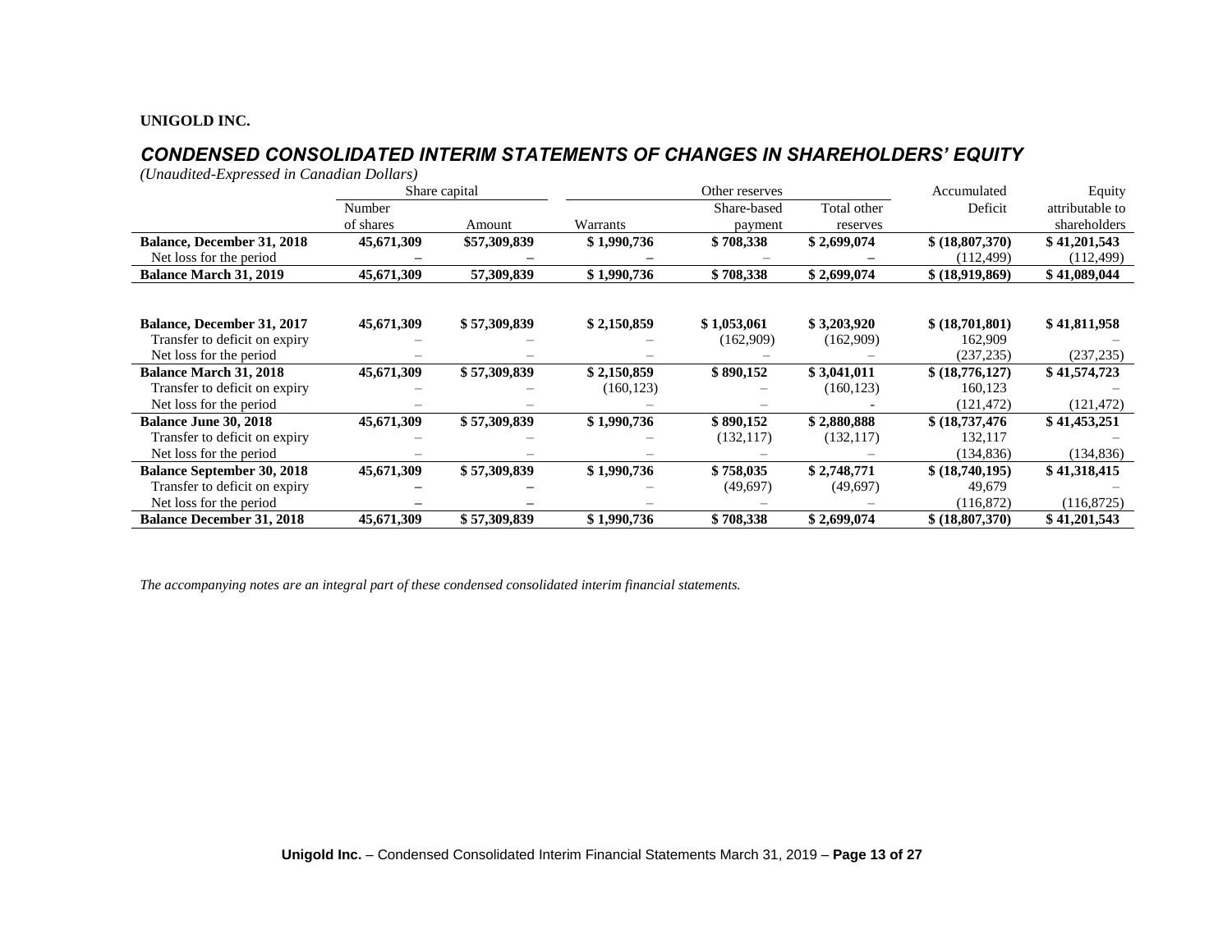**UNIGOLD INC.**

## *CONDENSED CONSOLIDATED INTERIM STATEMENTS OF CHANGES IN SHAREHOLDERS' EQUITY*

*(Unaudited-Expressed in Canadian Dollars)*

| | Share capital | | Other reserves | | | Accumulated | Equity |
|---|---|---|---|---|---|---|---|
| | Number of shares | Amount | Warrants | Share-based payment | Total other reserves | Deficit | attributable to shareholders |
| **Balance, December 31, 2018** | **45,671,309** | **$57,309,839** | **$ 1,990,736** | **$ 708,338** | **$ 2,699,074** | **$ (18,807,370)** | **$ 41,201,543** |
| Net loss for the period | – | – | – | – | – | (112,499) | (112,499) |
| **Balance March 31, 2019** | **45,671,309** | **57,309,839** | **$ 1,990,736** | **$ 708,338** | **$ 2,699,074** | **$ (18,919,869)** | **$ 41,089,044** |
| | | | | | | | |
| **Balance, December 31, 2017** | **45,671,309** | **$ 57,309,839** | **$ 2,150,859** | **$ 1,053,061** | **$ 3,203,920** | **$ (18,701,801)** | **$ 41,811,958** |
| Transfer to deficit on expiry | – | – | – | (162,909) | (162,909) | 162,909 | – |
| Net loss for the period | – | – | – | – | – | (237,235) | (237,235) |
| **Balance March 31, 2018** | **45,671,309** | **$ 57,309,839** | **$ 2,150,859** | **$ 890,152** | **$ 3,041,011** | **$ (18,776,127)** | **$ 41,574,723** |
| Transfer to deficit on expiry | – | – | (160,123) | – | (160,123) | 160,123 | – |
| Net loss for the period | – | – | – | – | - | (121,472) | (121,472) |
| **Balance June 30, 2018** | **45,671,309** | **$ 57,309,839** | **$ 1,990,736** | **$ 890,152** | **$ 2,880,888** | **$ (18,737,476** | **$ 41,453,251** |
| Transfer to deficit on expiry | – | – | – | (132,117) | (132,117) | 132,117 | – |
| Net loss for the period | – | – | – | – | – | (134,836) | (134,836) |
| **Balance September 30, 2018** | **45,671,309** | **$ 57,309,839** | **$ 1,990,736** | **$ 758,035** | **$ 2,748,771** | **$ (18,740,195)** | **$ 41,318,415** |
| Transfer to deficit on expiry | – | – | – | (49,697) | (49,697) | 49,679 | – |
| Net loss for the period | – | – | – | – | – | (116,872) | (116,8725) |
| **Balance December 31, 2018** | **45,671,309** | **$ 57,309,839** | **$ 1,990,736** | **$ 708,338** | **$ 2,699,074** | **$ (18,807,370)** | **$ 41,201,543** |

*The accompanying notes are an integral part of these condensed consolidated interim financial statements.*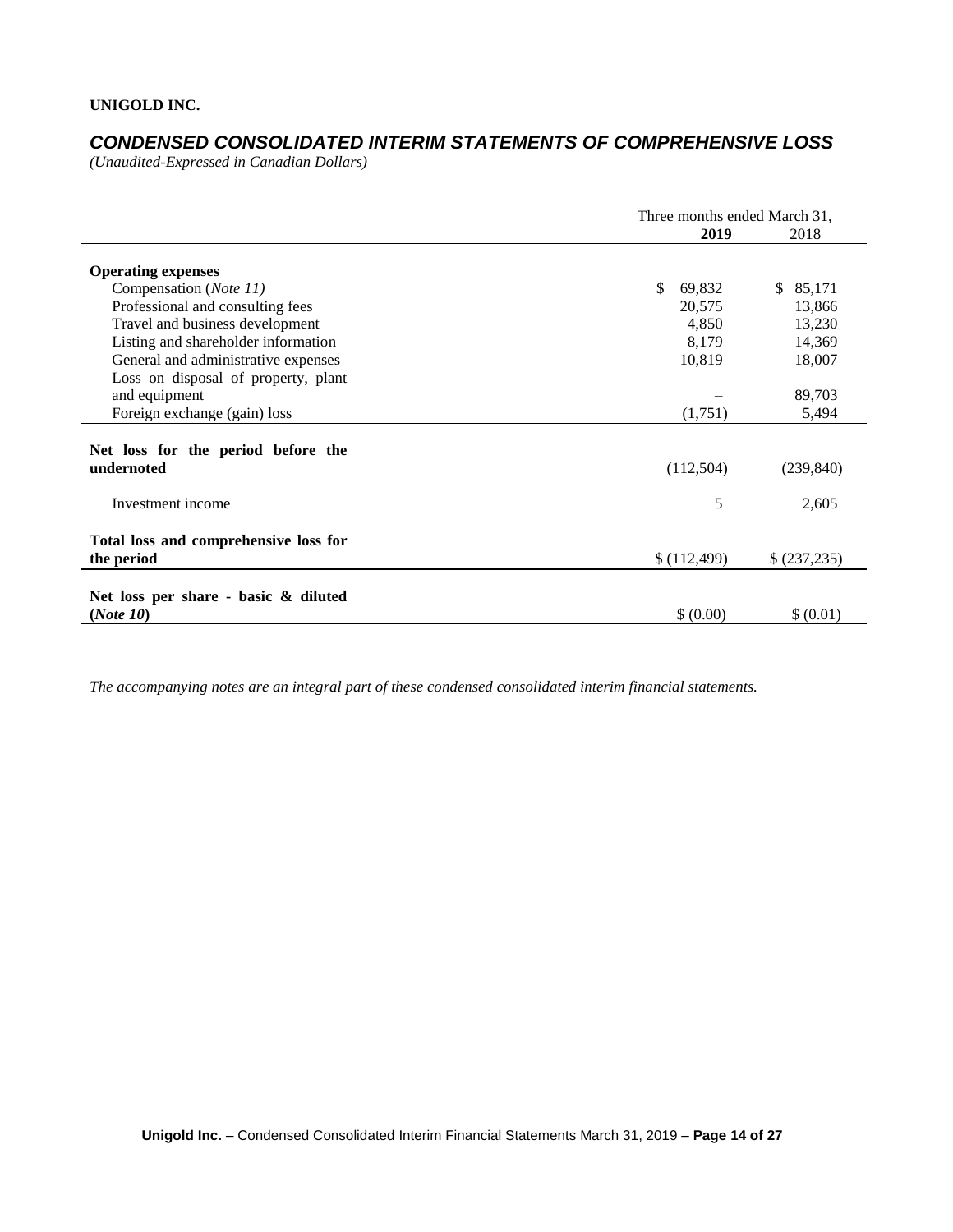**UNIGOLD INC.**

## *CONDENSED CONSOLIDATED INTERIM STATEMENTS OF COMPREHENSIVE LOSS*

*(Unaudited-Expressed in Canadian Dollars)*

| | Three months ended March 31, | |
|---|---|---|
| | **2019** | 2018 |
| **Operating expenses** | | |
| Compensation (*Note 11)* | $ 69,832 | $ 85,171 |
| Professional and consulting fees | 20,575 | 13,866 |
| Travel and business development | 4,850 | 13,230 |
| Listing and shareholder information | 8,179 | 14,369 |
| General and administrative expenses | 10,819 | 18,007 |
| Loss on disposal of property, plant and equipment | – | 89,703 |
| Foreign exchange (gain) loss | (1,751) | 5,494 |
| **Net loss for the period before the undernoted** | (112,504) | (239,840) |
| Investment income | 5 | 2,605 |
| **Total loss and comprehensive loss for the period** | $ (112,499) | $ (237,235) |
| **Net loss per share - basic & diluted (*Note 10*)** | $ (0.00) | $ (0.01) |

*The accompanying notes are an integral part of these condensed consolidated interim financial statements.*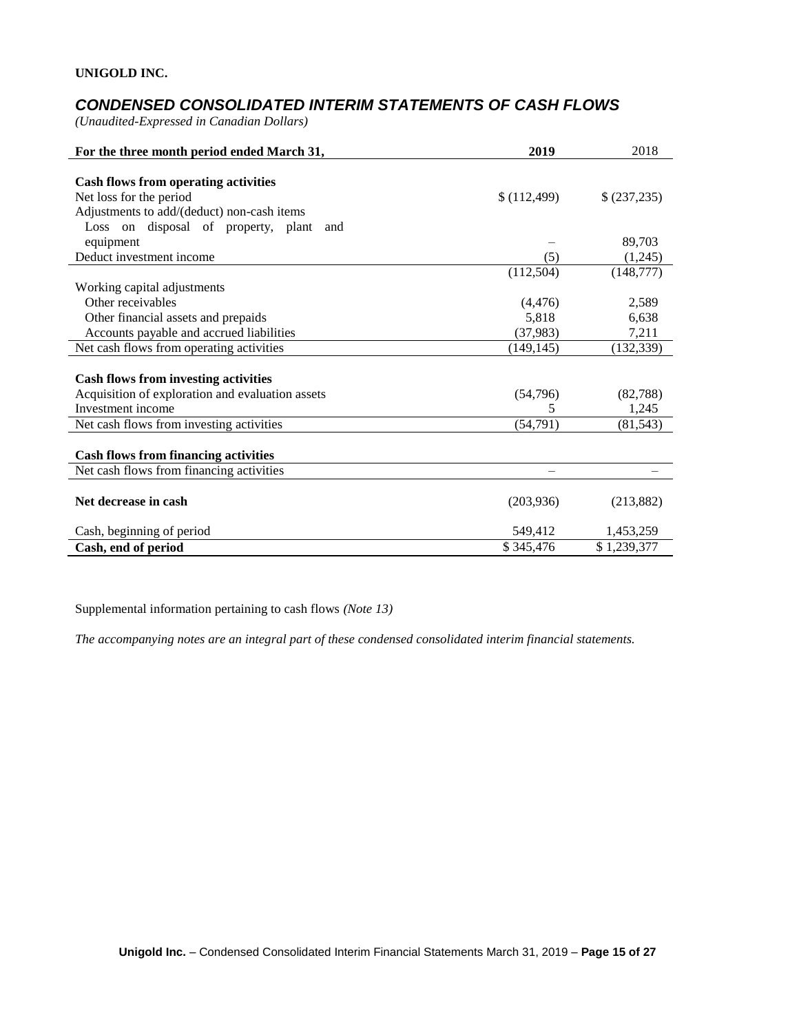**UNIGOLD INC.**

## *CONDENSED CONSOLIDATED INTERIM STATEMENTS OF CASH FLOWS*

*(Unaudited-Expressed in Canadian Dollars)*

| For the three month period ended March 31, | 2019 | 2018 |
|---|---|---|
| **Cash flows from operating activities** | | |
| Net loss for the period | $ (112,499) | $ (237,235) |
| Adjustments to add/(deduct) non-cash items | | |
| Loss on disposal of property, plant and equipment | – | 89,703 |
| Deduct investment income | (5) | (1,245) |
| | (112,504) | (148,777) |
| Working capital adjustments | | |
| Other receivables | (4,476) | 2,589 |
| Other financial assets and prepaids | 5,818 | 6,638 |
| Accounts payable and accrued liabilities | (37,983) | 7,211 |
| Net cash flows from operating activities | (149,145) | (132,339) |
| **Cash flows from investing activities** | | |
| Acquisition of exploration and evaluation assets | (54,796) | (82,788) |
| Investment income | 5 | 1,245 |
| Net cash flows from investing activities | (54,791) | (81,543) |
| **Cash flows from financing activities** | | |
| Net cash flows from financing activities | – | – |
| **Net decrease in cash** | (203,936) | (213,882) |
| Cash, beginning of period | 549,412 | 1,453,259 |
| **Cash, end of period** | $ 345,476 | $ 1,239,377 |

Supplemental information pertaining to cash flows *(Note 13)*

*The accompanying notes are an integral part of these condensed consolidated interim financial statements.*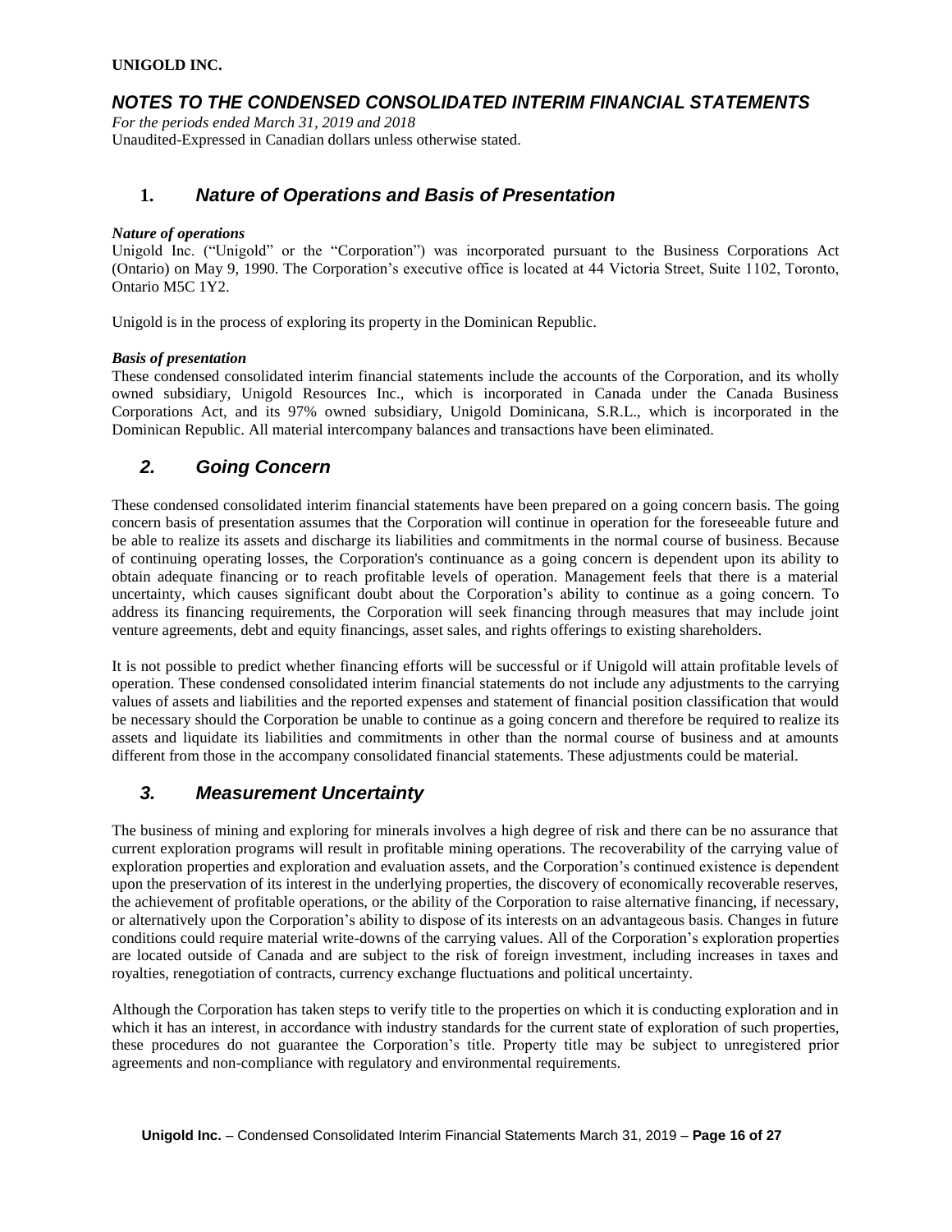**UNIGOLD INC.**

## *NOTES TO THE CONDENSED CONSOLIDATED INTERIM FINANCIAL STATEMENTS*

*For the periods ended March 31, 2019 and 2018*
Unaudited-Expressed in Canadian dollars unless otherwise stated.

## 1. *Nature of Operations and Basis of Presentation*

***Nature of operations***
Unigold Inc. ("Unigold" or the "Corporation") was incorporated pursuant to the Business Corporations Act (Ontario) on May 9, 1990. The Corporation's executive office is located at 44 Victoria Street, Suite 1102, Toronto, Ontario M5C 1Y2.

Unigold is in the process of exploring its property in the Dominican Republic.

***Basis of presentation***
These condensed consolidated interim financial statements include the accounts of the Corporation, and its wholly owned subsidiary, Unigold Resources Inc., which is incorporated in Canada under the Canada Business Corporations Act, and its 97% owned subsidiary, Unigold Dominicana, S.R.L., which is incorporated in the Dominican Republic. All material intercompany balances and transactions have been eliminated.

## *2. Going Concern*

These condensed consolidated interim financial statements have been prepared on a going concern basis. The going concern basis of presentation assumes that the Corporation will continue in operation for the foreseeable future and be able to realize its assets and discharge its liabilities and commitments in the normal course of business. Because of continuing operating losses, the Corporation's continuance as a going concern is dependent upon its ability to obtain adequate financing or to reach profitable levels of operation. Management feels that there is a material uncertainty, which causes significant doubt about the Corporation's ability to continue as a going concern. To address its financing requirements, the Corporation will seek financing through measures that may include joint venture agreements, debt and equity financings, asset sales, and rights offerings to existing shareholders.

It is not possible to predict whether financing efforts will be successful or if Unigold will attain profitable levels of operation. These condensed consolidated interim financial statements do not include any adjustments to the carrying values of assets and liabilities and the reported expenses and statement of financial position classification that would be necessary should the Corporation be unable to continue as a going concern and therefore be required to realize its assets and liquidate its liabilities and commitments in other than the normal course of business and at amounts different from those in the accompany consolidated financial statements. These adjustments could be material.

## *3. Measurement Uncertainty*

The business of mining and exploring for minerals involves a high degree of risk and there can be no assurance that current exploration programs will result in profitable mining operations. The recoverability of the carrying value of exploration properties and exploration and evaluation assets, and the Corporation's continued existence is dependent upon the preservation of its interest in the underlying properties, the discovery of economically recoverable reserves, the achievement of profitable operations, or the ability of the Corporation to raise alternative financing, if necessary, or alternatively upon the Corporation's ability to dispose of its interests on an advantageous basis. Changes in future conditions could require material write-downs of the carrying values. All of the Corporation's exploration properties are located outside of Canada and are subject to the risk of foreign investment, including increases in taxes and royalties, renegotiation of contracts, currency exchange fluctuations and political uncertainty.

Although the Corporation has taken steps to verify title to the properties on which it is conducting exploration and in which it has an interest, in accordance with industry standards for the current state of exploration of such properties, these procedures do not guarantee the Corporation's title. Property title may be subject to unregistered prior agreements and non-compliance with regulatory and environmental requirements.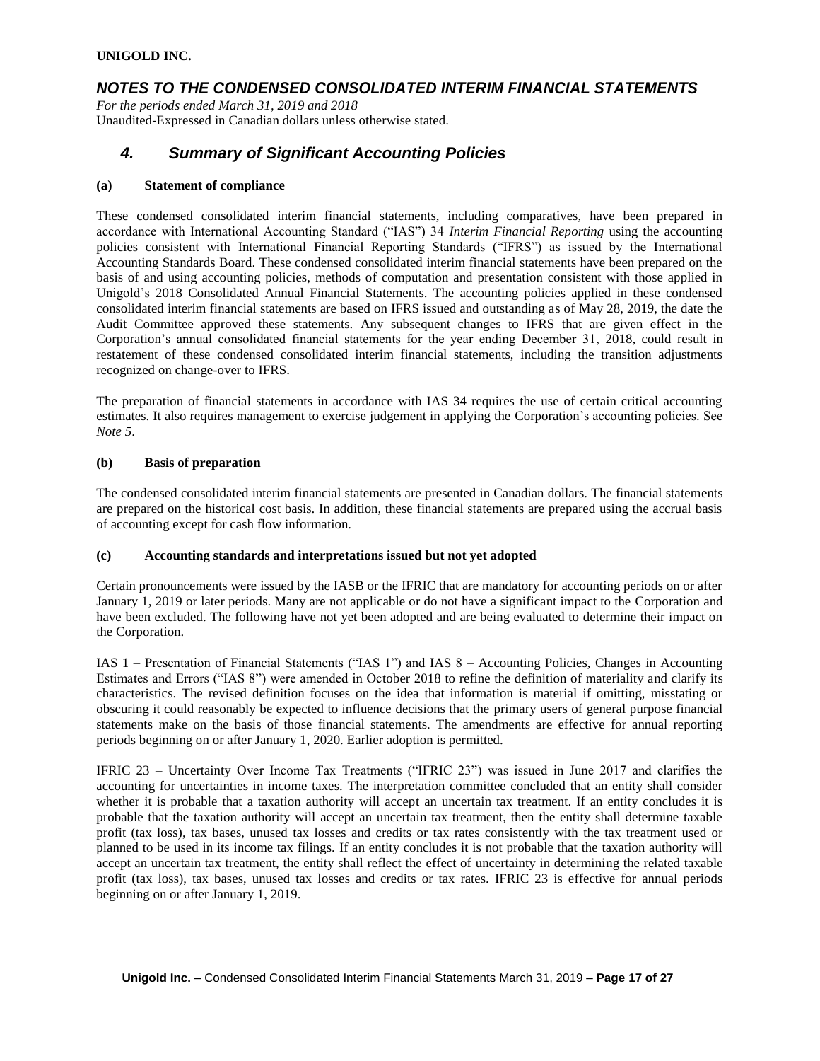## 4. Summary of Significant Accounting Policies

### (a) Statement of compliance

These condensed consolidated interim financial statements, including comparatives, have been prepared in accordance with International Accounting Standard ("IAS") 34 *Interim Financial Reporting* using the accounting policies consistent with International Financial Reporting Standards ("IFRS") as issued by the International Accounting Standards Board. These condensed consolidated interim financial statements have been prepared on the basis of and using accounting policies, methods of computation and presentation consistent with those applied in Unigold's 2018 Consolidated Annual Financial Statements. The accounting policies applied in these condensed consolidated interim financial statements are based on IFRS issued and outstanding as of May 28, 2019, the date the Audit Committee approved these statements. Any subsequent changes to IFRS that are given effect in the Corporation's annual consolidated financial statements for the year ending December 31, 2018, could result in restatement of these condensed consolidated interim financial statements, including the transition adjustments recognized on change-over to IFRS.

The preparation of financial statements in accordance with IAS 34 requires the use of certain critical accounting estimates. It also requires management to exercise judgement in applying the Corporation's accounting policies. See *Note 5*.

### (b) Basis of preparation

The condensed consolidated interim financial statements are presented in Canadian dollars. The financial statements are prepared on the historical cost basis. In addition, these financial statements are prepared using the accrual basis of accounting except for cash flow information.

### (c) Accounting standards and interpretations issued but not yet adopted

Certain pronouncements were issued by the IASB or the IFRIC that are mandatory for accounting periods on or after January 1, 2019 or later periods. Many are not applicable or do not have a significant impact to the Corporation and have been excluded. The following have not yet been adopted and are being evaluated to determine their impact on the Corporation.

IAS 1 – Presentation of Financial Statements ("IAS 1") and IAS 8 – Accounting Policies, Changes in Accounting Estimates and Errors ("IAS 8") were amended in October 2018 to refine the definition of materiality and clarify its characteristics. The revised definition focuses on the idea that information is material if omitting, misstating or obscuring it could reasonably be expected to influence decisions that the primary users of general purpose financial statements make on the basis of those financial statements. The amendments are effective for annual reporting periods beginning on or after January 1, 2020. Earlier adoption is permitted.

IFRIC 23 – Uncertainty Over Income Tax Treatments ("IFRIC 23") was issued in June 2017 and clarifies the accounting for uncertainties in income taxes. The interpretation committee concluded that an entity shall consider whether it is probable that a taxation authority will accept an uncertain tax treatment. If an entity concludes it is probable that the taxation authority will accept an uncertain tax treatment, then the entity shall determine taxable profit (tax loss), tax bases, unused tax losses and credits or tax rates consistently with the tax treatment used or planned to be used in its income tax filings. If an entity concludes it is not probable that the taxation authority will accept an uncertain tax treatment, the entity shall reflect the effect of uncertainty in determining the related taxable profit (tax loss), tax bases, unused tax losses and credits or tax rates. IFRIC 23 is effective for annual periods beginning on or after January 1, 2019.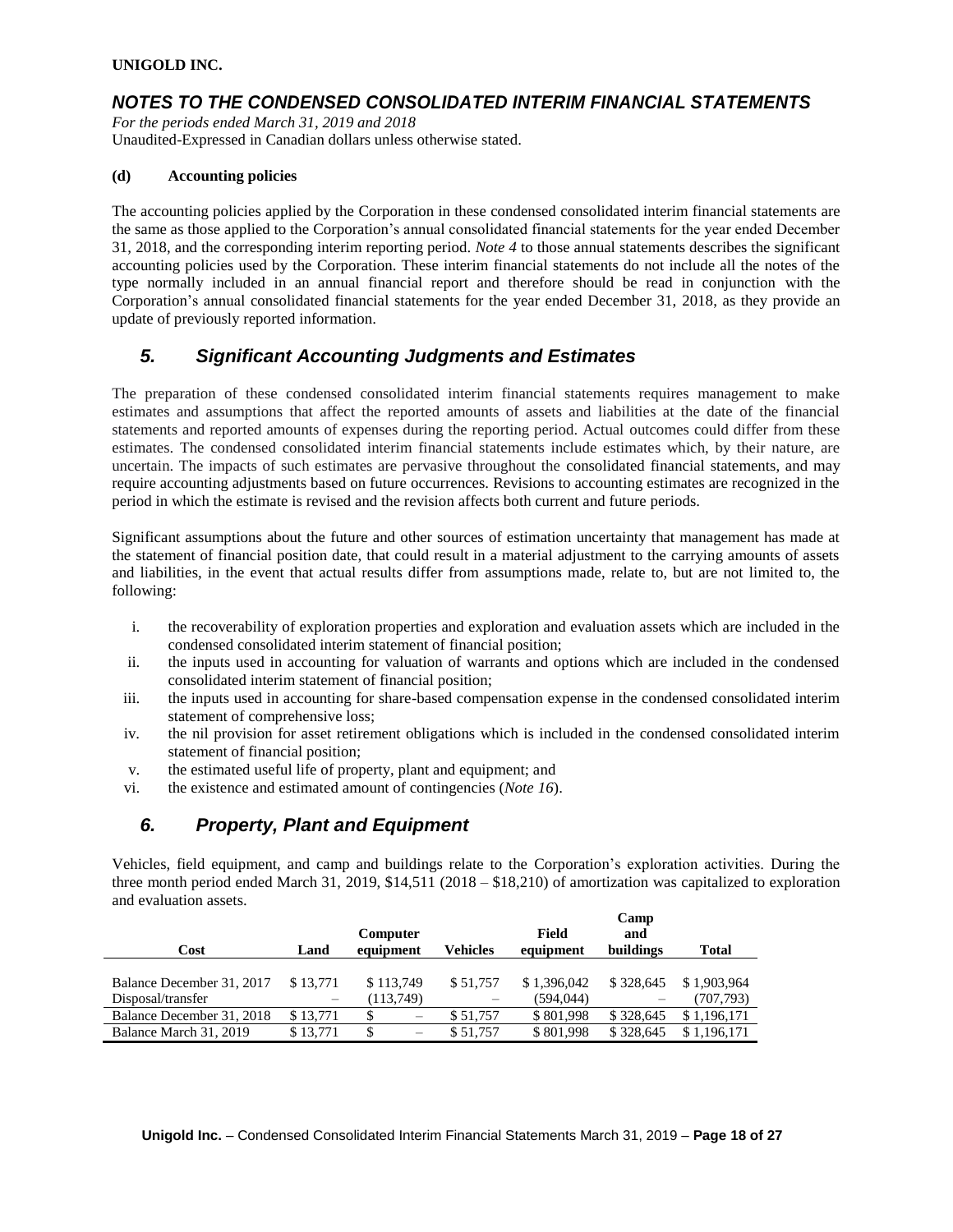### (d) Accounting policies

The accounting policies applied by the Corporation in these condensed consolidated interim financial statements are the same as those applied to the Corporation's annual consolidated financial statements for the year ended December 31, 2018, and the corresponding interim reporting period. *Note 4* to those annual statements describes the significant accounting policies used by the Corporation. These interim financial statements do not include all the notes of the type normally included in an annual financial report and therefore should be read in conjunction with the Corporation's annual consolidated financial statements for the year ended December 31, 2018, as they provide an update of previously reported information.

## *5. Significant Accounting Judgments and Estimates*

The preparation of these condensed consolidated interim financial statements requires management to make estimates and assumptions that affect the reported amounts of assets and liabilities at the date of the financial statements and reported amounts of expenses during the reporting period. Actual outcomes could differ from these estimates. The condensed consolidated interim financial statements include estimates which, by their nature, are uncertain. The impacts of such estimates are pervasive throughout the consolidated financial statements, and may require accounting adjustments based on future occurrences. Revisions to accounting estimates are recognized in the period in which the estimate is revised and the revision affects both current and future periods.

Significant assumptions about the future and other sources of estimation uncertainty that management has made at the statement of financial position date, that could result in a material adjustment to the carrying amounts of assets and liabilities, in the event that actual results differ from assumptions made, relate to, but are not limited to, the following:

i. the recoverability of exploration properties and exploration and evaluation assets which are included in the condensed consolidated interim statement of financial position;
ii. the inputs used in accounting for valuation of warrants and options which are included in the condensed consolidated interim statement of financial position;
iii. the inputs used in accounting for share-based compensation expense in the condensed consolidated interim statement of comprehensive loss;
iv. the nil provision for asset retirement obligations which is included in the condensed consolidated interim statement of financial position;
v. the estimated useful life of property, plant and equipment; and
vi. the existence and estimated amount of contingencies (*Note 16*).

## *6. Property, Plant and Equipment*

Vehicles, field equipment, and camp and buildings relate to the Corporation's exploration activities. During the three month period ended March 31, 2019, $14,511 (2018 – $18,210) of amortization was capitalized to exploration and evaluation assets.

| Cost | Land | Computer equipment | Vehicles | Field equipment | Camp and buildings | Total |
|---|---|---|---|---|---|---|
| Balance December 31, 2017 | $ 13,771 | $ 113,749 | $ 51,757 | $ 1,396,042 | $ 328,645 | $ 1,903,964 |
| Disposal/transfer | – | (113,749) | – | (594,044) | – | (707,793) |
| Balance December 31, 2018 | $ 13,771 | $ – | $ 51,757 | $ 801,998 | $ 328,645 | $ 1,196,171 |
| Balance March 31, 2019 | $ 13,771 | $ – | $ 51,757 | $ 801,998 | $ 328,645 | $ 1,196,171 |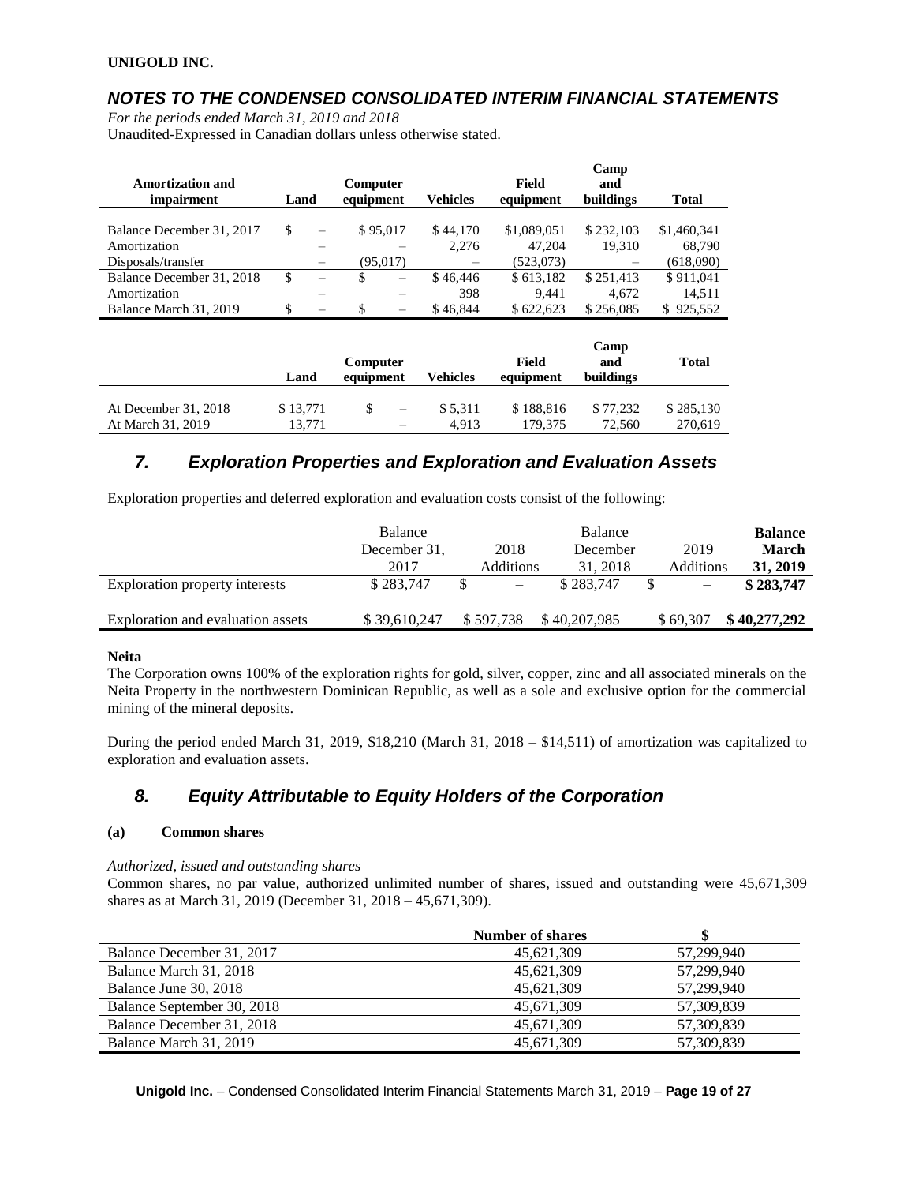UNIGOLD INC.

## *NOTES TO THE CONDENSED CONSOLIDATED INTERIM FINANCIAL STATEMENTS*

*For the periods ended March 31, 2019 and 2018*
Unaudited-Expressed in Canadian dollars unless otherwise stated.

| Amortization and impairment | Land | Computer equipment | Vehicles | Field equipment | Camp and buildings | Total |
|---|---|---|---|---|---|---|
| Balance December 31, 2017 | $ – | $ 95,017 | $ 44,170 | $1,089,051 | $ 232,103 | $1,460,341 |
| Amortization | – | – | 2,276 | 47,204 | 19,310 | 68,790 |
| Disposals/transfer | – | (95,017) | – | (523,073) | – | (618,090) |
| Balance December 31, 2018 | $ – | $ – | $ 46,446 | $ 613,182 | $ 251,413 | $ 911,041 |
| Amortization | – | – | 398 | 9,441 | 4,672 | 14,511 |
| Balance March 31, 2019 | $ – | $ – | $ 46,844 | $ 622,623 | $ 256,085 | $ 925,552 |

| | Land | Computer equipment | Vehicles | Field equipment | Camp and buildings | Total |
|---|---|---|---|---|---|---|
| At December 31, 2018 | $ 13,771 | $ – | $ 5,311 | $ 188,816 | $ 77,232 | $ 285,130 |
| At March 31, 2019 | 13,771 | – | 4,913 | 179,375 | 72,560 | 270,619 |

## *7. Exploration Properties and Exploration and Evaluation Assets*

Exploration properties and deferred exploration and evaluation costs consist of the following:

| | Balance December 31, 2017 | 2018 Additions | Balance December 31, 2018 | 2019 Additions | **Balance March 31, 2019** |
|---|---|---|---|---|---|
| Exploration property interests | $ 283,747 | $ – | $ 283,747 | $ – | **$ 283,747** |
| Exploration and evaluation assets | $ 39,610,247 | $ 597,738 | $ 40,207,985 | $ 69,307 | **$ 40,277,292** |

**Neita**

The Corporation owns 100% of the exploration rights for gold, silver, copper, zinc and all associated minerals on the Neita Property in the northwestern Dominican Republic, as well as a sole and exclusive option for the commercial mining of the mineral deposits.

During the period ended March 31, 2019, $18,210 (March 31, 2018 – $14,511) of amortization was capitalized to exploration and evaluation assets.

## *8. Equity Attributable to Equity Holders of the Corporation*

### (a) Common shares

*Authorized, issued and outstanding shares*

Common shares, no par value, authorized unlimited number of shares, issued and outstanding were 45,671,309 shares as at March 31, 2019 (December 31, 2018 – 45,671,309).

| | Number of shares | $ |
|---|---|---|
| Balance December 31, 2017 | 45,621,309 | 57,299,940 |
| Balance March 31, 2018 | 45,621,309 | 57,299,940 |
| Balance June 30, 2018 | 45,621,309 | 57,299,940 |
| Balance September 30, 2018 | 45,671,309 | 57,309,839 |
| Balance December 31, 2018 | 45,671,309 | 57,309,839 |
| Balance March 31, 2019 | 45,671,309 | 57,309,839 |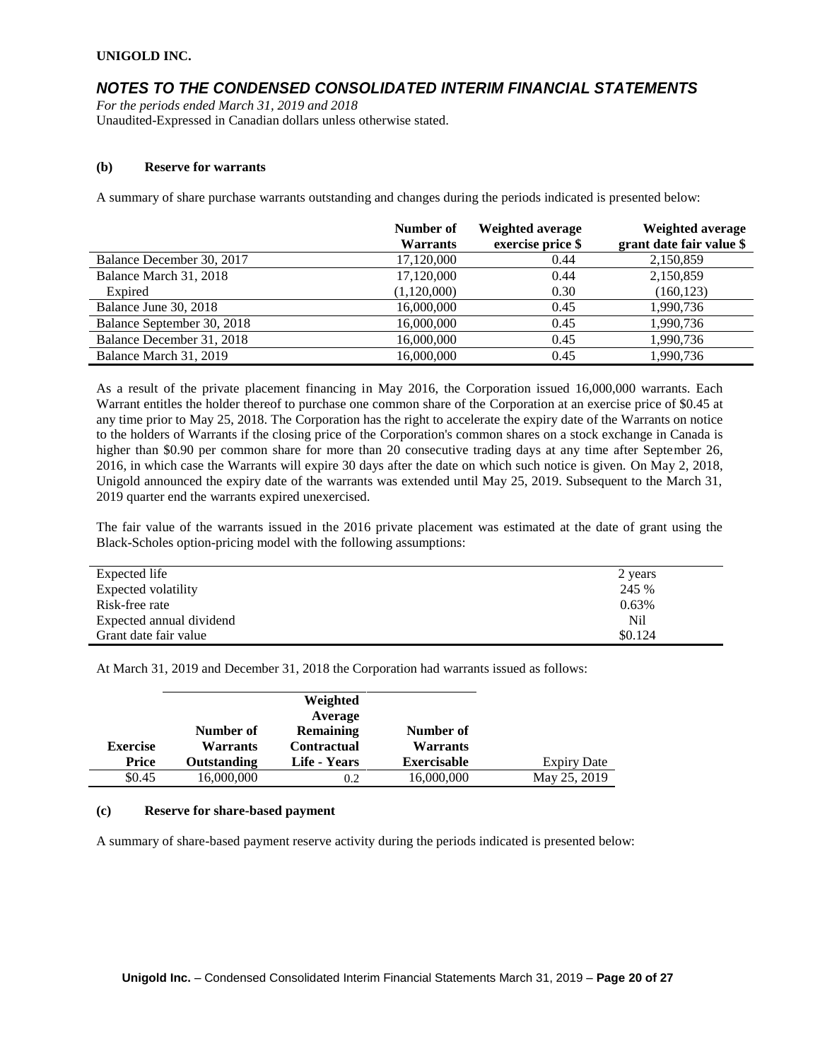**UNIGOLD INC.**

## *NOTES TO THE CONDENSED CONSOLIDATED INTERIM FINANCIAL STATEMENTS*

*For the periods ended March 31, 2019 and 2018*
Unaudited-Expressed in Canadian dollars unless otherwise stated.

### (b) Reserve for warrants

A summary of share purchase warrants outstanding and changes during the periods indicated is presented below:

| | Number of Warrants | Weighted average exercise price $ | Weighted average grant date fair value $ |
|---|---|---|---|
| Balance December 30, 2017 | 17,120,000 | 0.44 | 2,150,859 |
| Balance March 31, 2018 | 17,120,000 | 0.44 | 2,150,859 |
| Expired | (1,120,000) | 0.30 | (160,123) |
| Balance June 30, 2018 | 16,000,000 | 0.45 | 1,990,736 |
| Balance September 30, 2018 | 16,000,000 | 0.45 | 1,990,736 |
| Balance December 31, 2018 | 16,000,000 | 0.45 | 1,990,736 |
| Balance March 31, 2019 | 16,000,000 | 0.45 | 1,990,736 |

As a result of the private placement financing in May 2016, the Corporation issued 16,000,000 warrants. Each Warrant entitles the holder thereof to purchase one common share of the Corporation at an exercise price of $0.45 at any time prior to May 25, 2018. The Corporation has the right to accelerate the expiry date of the Warrants on notice to the holders of Warrants if the closing price of the Corporation's common shares on a stock exchange in Canada is higher than $0.90 per common share for more than 20 consecutive trading days at any time after September 26, 2016, in which case the Warrants will expire 30 days after the date on which such notice is given. On May 2, 2018, Unigold announced the expiry date of the warrants was extended until May 25, 2019. Subsequent to the March 31, 2019 quarter end the warrants expired unexercised.

The fair value of the warrants issued in the 2016 private placement was estimated at the date of grant using the Black-Scholes option-pricing model with the following assumptions:

| | |
|---|---|
| Expected life | 2 years |
| Expected volatility | 245 % |
| Risk-free rate | 0.63% |
| Expected annual dividend | Nil |
| Grant date fair value | $0.124 |

At March 31, 2019 and December 31, 2018 the Corporation had warrants issued as follows:

| Exercise Price | Number of Warrants Outstanding | Weighted Average Remaining Contractual Life - Years | Number of Warrants Exercisable | Expiry Date |
|---|---|---|---|---|
| $0.45 | 16,000,000 | 0.2 | 16,000,000 | May 25, 2019 |

### (c) Reserve for share-based payment

A summary of share-based payment reserve activity during the periods indicated is presented below: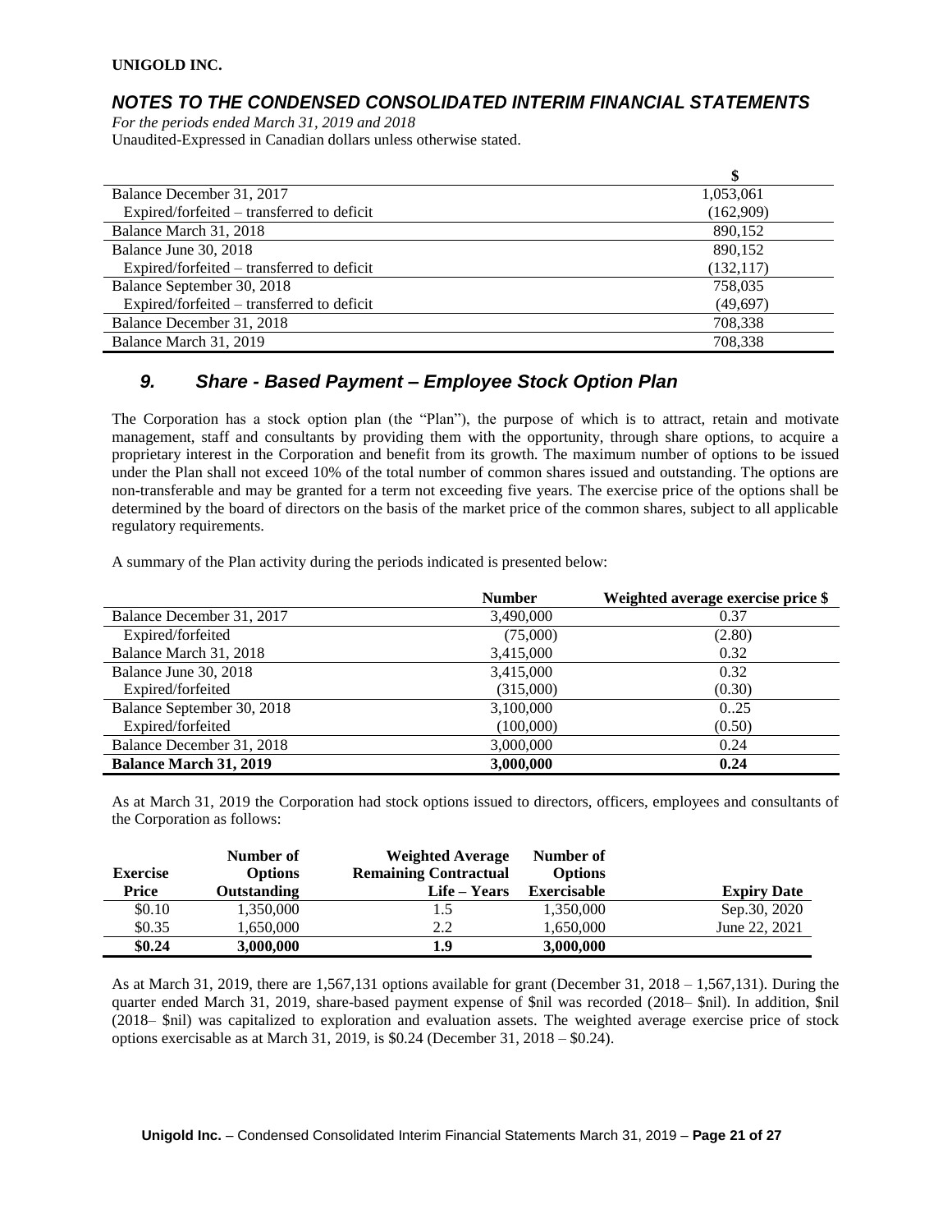**UNIGOLD INC.**

## *NOTES TO THE CONDENSED CONSOLIDATED INTERIM FINANCIAL STATEMENTS*

*For the periods ended March 31, 2019 and 2018*
Unaudited-Expressed in Canadian dollars unless otherwise stated.

| | $ |
|---|---|
| Balance December 31, 2017 | 1,053,061 |
| Expired/forfeited – transferred to deficit | (162,909) |
| Balance March 31, 2018 | 890,152 |
| Balance June 30, 2018 | 890,152 |
| Expired/forfeited – transferred to deficit | (132,117) |
| Balance September 30, 2018 | 758,035 |
| Expired/forfeited – transferred to deficit | (49,697) |
| Balance December 31, 2018 | 708,338 |
| Balance March 31, 2019 | 708,338 |

## *9. Share - Based Payment – Employee Stock Option Plan*

The Corporation has a stock option plan (the "Plan"), the purpose of which is to attract, retain and motivate management, staff and consultants by providing them with the opportunity, through share options, to acquire a proprietary interest in the Corporation and benefit from its growth. The maximum number of options to be issued under the Plan shall not exceed 10% of the total number of common shares issued and outstanding. The options are non-transferable and may be granted for a term not exceeding five years. The exercise price of the options shall be determined by the board of directors on the basis of the market price of the common shares, subject to all applicable regulatory requirements.

A summary of the Plan activity during the periods indicated is presented below:

| | Number | Weighted average exercise price $ |
|---|---|---|
| Balance December 31, 2017 | 3,490,000 | 0.37 |
| Expired/forfeited | (75,000) | (2.80) |
| Balance March 31, 2018 | 3,415,000 | 0.32 |
| Balance June 30, 2018 | 3,415,000 | 0.32 |
| Expired/forfeited | (315,000) | (0.30) |
| Balance September 30, 2018 | 3,100,000 | 0..25 |
| Expired/forfeited | (100,000) | (0.50) |
| Balance December 31, 2018 | 3,000,000 | 0.24 |
| **Balance March 31, 2019** | **3,000,000** | **0.24** |

As at March 31, 2019 the Corporation had stock options issued to directors, officers, employees and consultants of the Corporation as follows:

| Exercise Price | Number of Options Outstanding | Weighted Average Remaining Contractual Life – Years | Number of Options Exercisable | Expiry Date |
|---|---|---|---|---|
| $0.10 | 1,350,000 | 1.5 | 1,350,000 | Sep.30, 2020 |
| $0.35 | 1,650,000 | 2.2 | 1,650,000 | June 22, 2021 |
| **$0.24** | **3,000,000** | **1.9** | **3,000,000** | |

As at March 31, 2019, there are 1,567,131 options available for grant (December 31, 2018 – 1,567,131). During the quarter ended March 31, 2019, share-based payment expense of $nil was recorded (2018– $nil). In addition, $nil (2018– $nil) was capitalized to exploration and evaluation assets. The weighted average exercise price of stock options exercisable as at March 31, 2019, is $0.24 (December 31, 2018 – $0.24).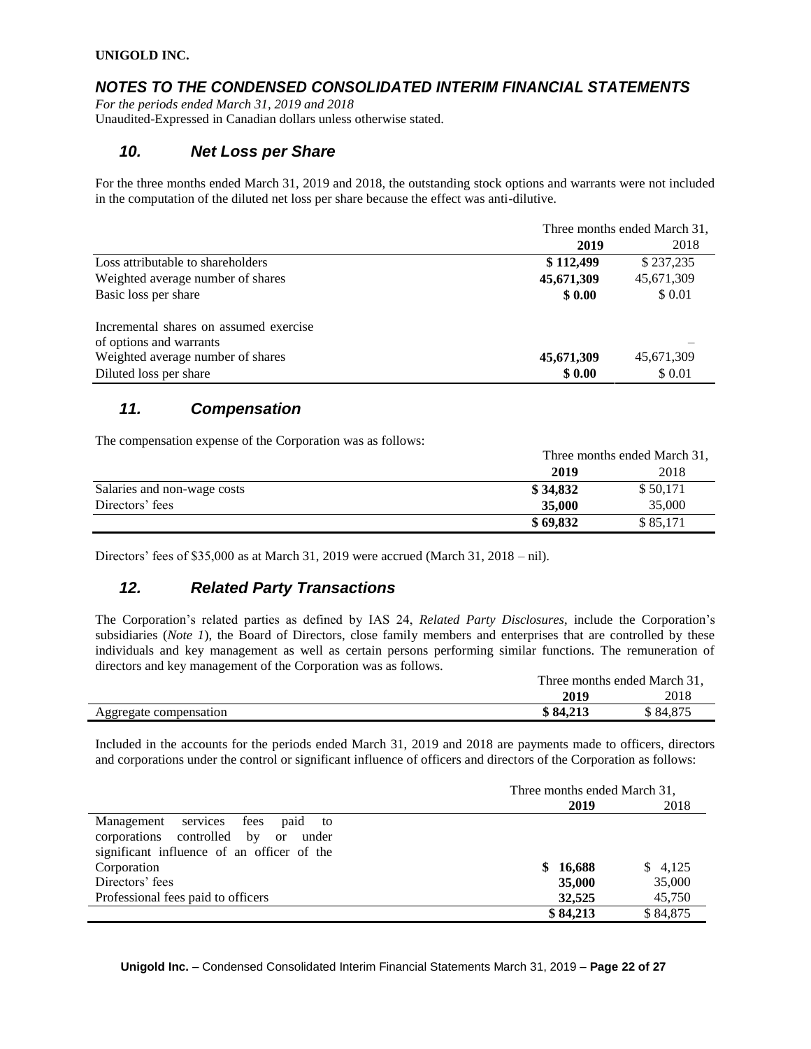**UNIGOLD INC.**

## *NOTES TO THE CONDENSED CONSOLIDATED INTERIM FINANCIAL STATEMENTS*

*For the periods ended March 31, 2019 and 2018*
Unaudited-Expressed in Canadian dollars unless otherwise stated.

## *10. Net Loss per Share*

For the three months ended March 31, 2019 and 2018, the outstanding stock options and warrants were not included in the computation of the diluted net loss per share because the effect was anti-dilutive.

| | Three months ended March 31, | |
|---|---|---|
| | **2019** | 2018 |
| Loss attributable to shareholders | **$ 112,499** | $ 237,235 |
| Weighted average number of shares | **45,671,309** | 45,671,309 |
| Basic loss per share | **$ 0.00** | $ 0.01 |
| Incremental shares on assumed exercise of options and warrants | | – |
| Weighted average number of shares | **45,671,309** | 45,671,309 |
| Diluted loss per share | **$ 0.00** | $ 0.01 |

## *11. Compensation*

The compensation expense of the Corporation was as follows:

| | Three months ended March 31, | |
|---|---|---|
| | **2019** | 2018 |
| Salaries and non-wage costs | **$ 34,832** | $ 50,171 |
| Directors' fees | **35,000** | 35,000 |
| | **$ 69,832** | $ 85,171 |

Directors' fees of $35,000 as at March 31, 2019 were accrued (March 31, 2018 – nil).

## *12. Related Party Transactions*

The Corporation's related parties as defined by IAS 24, *Related Party Disclosures*, include the Corporation's subsidiaries (*Note 1*), the Board of Directors, close family members and enterprises that are controlled by these individuals and key management as well as certain persons performing similar functions. The remuneration of directors and key management of the Corporation was as follows.

| | Three months ended March 31, | |
|---|---|---|
| | **2019** | 2018 |
| Aggregate compensation | **$ 84,213** | $ 84,875 |

Included in the accounts for the periods ended March 31, 2019 and 2018 are payments made to officers, directors and corporations under the control or significant influence of officers and directors of the Corporation as follows:

| | Three months ended March 31, | |
|---|---|---|
| | **2019** | 2018 |
| Management services fees paid to corporations controlled by or under significant influence of an officer of the Corporation | **$ 16,688** | $ 4,125 |
| Directors' fees | **35,000** | 35,000 |
| Professional fees paid to officers | **32,525** | 45,750 |
| | **$ 84,213** | $ 84,875 |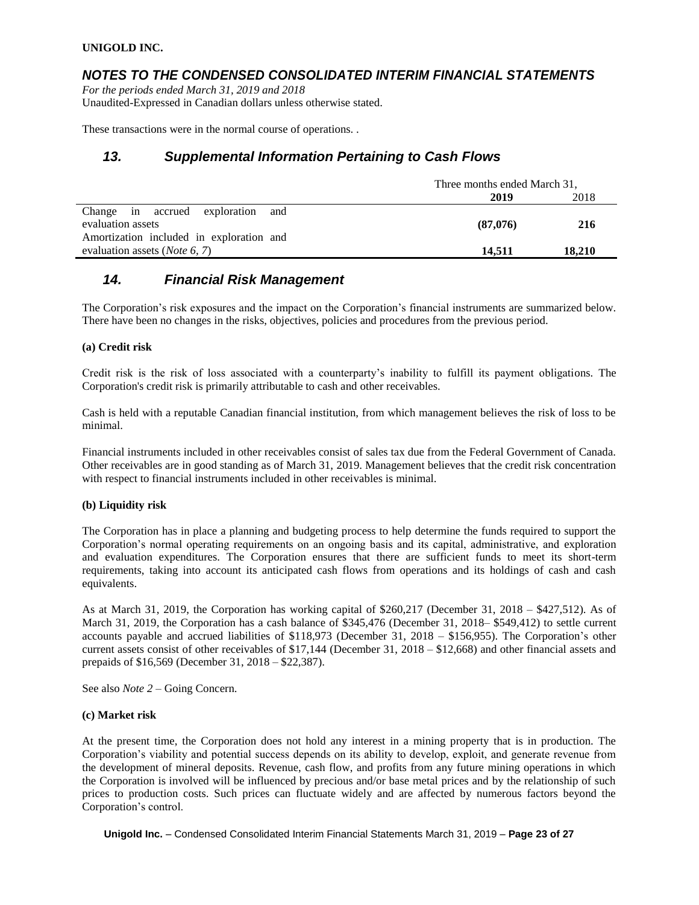These transactions were in the normal course of operations. .

## *13. Supplemental Information Pertaining to Cash Flows*

| | Three months ended March 31, | |
|---|---|---|
| | **2019** | 2018 |
| Change in accrued exploration and evaluation assets | **(87,076)** | **216** |
| Amortization included in exploration and evaluation assets (*Note 6, 7*) | **14,511** | **18,210** |

## *14. Financial Risk Management*

The Corporation's risk exposures and the impact on the Corporation's financial instruments are summarized below. There have been no changes in the risks, objectives, policies and procedures from the previous period.

**(a) Credit risk**

Credit risk is the risk of loss associated with a counterparty's inability to fulfill its payment obligations. The Corporation's credit risk is primarily attributable to cash and other receivables.

Cash is held with a reputable Canadian financial institution, from which management believes the risk of loss to be minimal.

Financial instruments included in other receivables consist of sales tax due from the Federal Government of Canada. Other receivables are in good standing as of March 31, 2019. Management believes that the credit risk concentration with respect to financial instruments included in other receivables is minimal.

**(b) Liquidity risk**

The Corporation has in place a planning and budgeting process to help determine the funds required to support the Corporation's normal operating requirements on an ongoing basis and its capital, administrative, and exploration and evaluation expenditures. The Corporation ensures that there are sufficient funds to meet its short-term requirements, taking into account its anticipated cash flows from operations and its holdings of cash and cash equivalents.

As at March 31, 2019, the Corporation has working capital of $260,217 (December 31, 2018 – $427,512). As of March 31, 2019, the Corporation has a cash balance of $345,476 (December 31, 2018– $549,412) to settle current accounts payable and accrued liabilities of $118,973 (December 31, 2018 – $156,955). The Corporation's other current assets consist of other receivables of $17,144 (December 31, 2018 – $12,668) and other financial assets and prepaids of $16,569 (December 31, 2018 – $22,387).

See also *Note 2* – Going Concern.

**(c) Market risk**

At the present time, the Corporation does not hold any interest in a mining property that is in production. The Corporation's viability and potential success depends on its ability to develop, exploit, and generate revenue from the development of mineral deposits. Revenue, cash flow, and profits from any future mining operations in which the Corporation is involved will be influenced by precious and/or base metal prices and by the relationship of such prices to production costs. Such prices can fluctuate widely and are affected by numerous factors beyond the Corporation's control.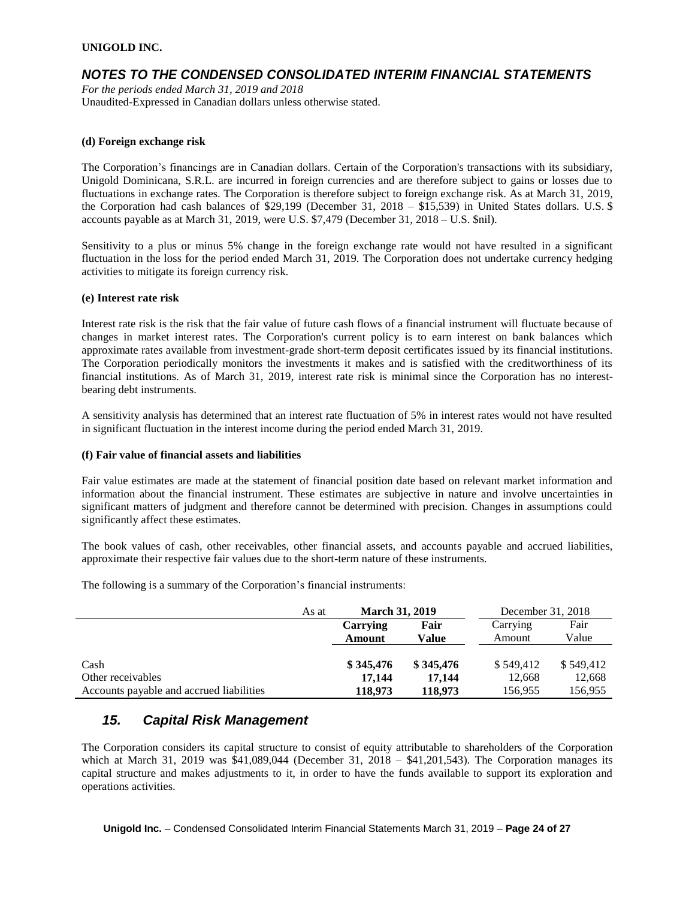UNIGOLD INC.

## *NOTES TO THE CONDENSED CONSOLIDATED INTERIM FINANCIAL STATEMENTS*

*For the periods ended March 31, 2019 and 2018*
Unaudited-Expressed in Canadian dollars unless otherwise stated.

**(d) Foreign exchange risk**

The Corporation's financings are in Canadian dollars. Certain of the Corporation's transactions with its subsidiary, Unigold Dominicana, S.R.L. are incurred in foreign currencies and are therefore subject to gains or losses due to fluctuations in exchange rates. The Corporation is therefore subject to foreign exchange risk. As at March 31, 2019, the Corporation had cash balances of $29,199 (December 31, 2018 – $15,539) in United States dollars. U.S. $ accounts payable as at March 31, 2019, were U.S. $7,479 (December 31, 2018 – U.S. $nil).

Sensitivity to a plus or minus 5% change in the foreign exchange rate would not have resulted in a significant fluctuation in the loss for the period ended March 31, 2019. The Corporation does not undertake currency hedging activities to mitigate its foreign currency risk.

**(e) Interest rate risk**

Interest rate risk is the risk that the fair value of future cash flows of a financial instrument will fluctuate because of changes in market interest rates. The Corporation's current policy is to earn interest on bank balances which approximate rates available from investment-grade short-term deposit certificates issued by its financial institutions. The Corporation periodically monitors the investments it makes and is satisfied with the creditworthiness of its financial institutions. As of March 31, 2019, interest rate risk is minimal since the Corporation has no interest-bearing debt instruments.

A sensitivity analysis has determined that an interest rate fluctuation of 5% in interest rates would not have resulted in significant fluctuation in the interest income during the period ended March 31, 2019.

**(f) Fair value of financial assets and liabilities**

Fair value estimates are made at the statement of financial position date based on relevant market information and information about the financial instrument. These estimates are subjective in nature and involve uncertainties in significant matters of judgment and therefore cannot be determined with precision. Changes in assumptions could significantly affect these estimates.

The book values of cash, other receivables, other financial assets, and accounts payable and accrued liabilities, approximate their respective fair values due to the short-term nature of these instruments.

The following is a summary of the Corporation's financial instruments:

| As at | **March 31, 2019** | | December 31, 2018 | |
|---|---|---|---|---|
| | **Carrying Amount** | **Fair Value** | Carrying Amount | Fair Value |
| Cash | **$ 345,476** | **$ 345,476** | $ 549,412 | $ 549,412 |
| Other receivables | **17,144** | **17,144** | 12,668 | 12,668 |
| Accounts payable and accrued liabilities | **118,973** | **118,973** | 156,955 | 156,955 |

## *15. Capital Risk Management*

The Corporation considers its capital structure to consist of equity attributable to shareholders of the Corporation which at March 31, 2019 was $41,089,044 (December 31, 2018 – $41,201,543). The Corporation manages its capital structure and makes adjustments to it, in order to have the funds available to support its exploration and operations activities.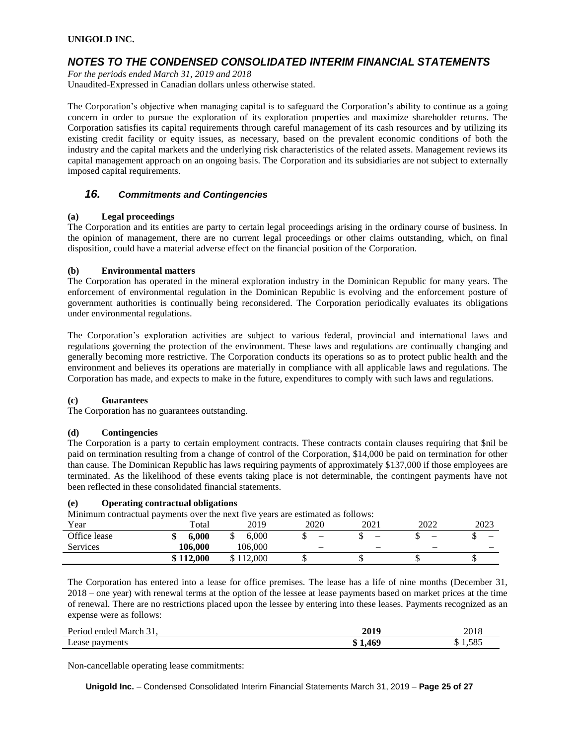The Corporation's objective when managing capital is to safeguard the Corporation's ability to continue as a going concern in order to pursue the exploration of its exploration properties and maximize shareholder returns. The Corporation satisfies its capital requirements through careful management of its cash resources and by utilizing its existing credit facility or equity issues, as necessary, based on the prevalent economic conditions of both the industry and the capital markets and the underlying risk characteristics of the related assets. Management reviews its capital management approach on an ongoing basis. The Corporation and its subsidiaries are not subject to externally imposed capital requirements.

## *16. Commitments and Contingencies*

**(a) Legal proceedings**

The Corporation and its entities are party to certain legal proceedings arising in the ordinary course of business. In the opinion of management, there are no current legal proceedings or other claims outstanding, which, on final disposition, could have a material adverse effect on the financial position of the Corporation.

**(b) Environmental matters**

The Corporation has operated in the mineral exploration industry in the Dominican Republic for many years. The enforcement of environmental regulation in the Dominican Republic is evolving and the enforcement posture of government authorities is continually being reconsidered. The Corporation periodically evaluates its obligations under environmental regulations.

The Corporation's exploration activities are subject to various federal, provincial and international laws and regulations governing the protection of the environment. These laws and regulations are continually changing and generally becoming more restrictive. The Corporation conducts its operations so as to protect public health and the environment and believes its operations are materially in compliance with all applicable laws and regulations. The Corporation has made, and expects to make in the future, expenditures to comply with such laws and regulations.

**(c) Guarantees**

The Corporation has no guarantees outstanding.

**(d) Contingencies**

The Corporation is a party to certain employment contracts. These contracts contain clauses requiring that $nil be paid on termination resulting from a change of control of the Corporation, $14,000 be paid on termination for other than cause. The Dominican Republic has laws requiring payments of approximately $137,000 if those employees are terminated. As the likelihood of these events taking place is not determinable, the contingent payments have not been reflected in these consolidated financial statements.

**(e) Operating contractual obligations**

Minimum contractual payments over the next five years are estimated as follows:

| Year | Total | 2019 | 2020 | 2021 | 2022 | 2023 |
|---|---|---|---|---|---|---|
| Office lease | **$ 6,000** | $ 6,000 | $ – | $ – | $ – | $ – |
| Services | **106,000** | 106,000 | – | – | – | – |
| | **$ 112,000** | $ 112,000 | $ – | $ – | $ – | $ – |

The Corporation has entered into a lease for office premises. The lease has a life of nine months (December 31, 2018 – one year) with renewal terms at the option of the lessee at lease payments based on market prices at the time of renewal. There are no restrictions placed upon the lessee by entering into these leases. Payments recognized as an expense were as follows:

| Period ended March 31, | **2019** | 2018 |
|---|---|---|
| Lease payments | **$ 1,469** | $ 1,585 |

Non-cancellable operating lease commitments: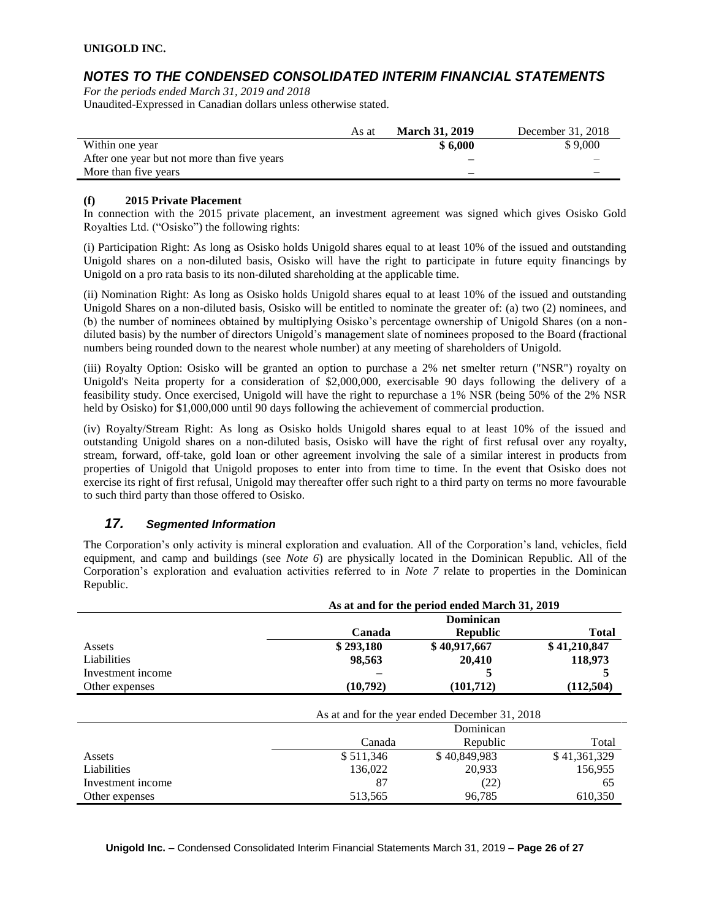| As at | March 31, 2019 | December 31, 2018 |
|---|---|---|
| Within one year | $ 6,000 | $ 9,000 |
| After one year but not more than five years | – | – |
| More than five years | – | – |

**(f) 2015 Private Placement**

In connection with the 2015 private placement, an investment agreement was signed which gives Osisko Gold Royalties Ltd. ("Osisko") the following rights:

(i) Participation Right: As long as Osisko holds Unigold shares equal to at least 10% of the issued and outstanding Unigold shares on a non-diluted basis, Osisko will have the right to participate in future equity financings by Unigold on a pro rata basis to its non-diluted shareholding at the applicable time.

(ii) Nomination Right: As long as Osisko holds Unigold shares equal to at least 10% of the issued and outstanding Unigold Shares on a non-diluted basis, Osisko will be entitled to nominate the greater of: (a) two (2) nominees, and (b) the number of nominees obtained by multiplying Osisko's percentage ownership of Unigold Shares (on a non-diluted basis) by the number of directors Unigold's management slate of nominees proposed to the Board (fractional numbers being rounded down to the nearest whole number) at any meeting of shareholders of Unigold.

(iii) Royalty Option: Osisko will be granted an option to purchase a 2% net smelter return ("NSR") royalty on Unigold's Neita property for a consideration of $2,000,000, exercisable 90 days following the delivery of a feasibility study. Once exercised, Unigold will have the right to repurchase a 1% NSR (being 50% of the 2% NSR held by Osisko) for $1,000,000 until 90 days following the achievement of commercial production.

(iv) Royalty/Stream Right: As long as Osisko holds Unigold shares equal to at least 10% of the issued and outstanding Unigold shares on a non-diluted basis, Osisko will have the right of first refusal over any royalty, stream, forward, off-take, gold loan or other agreement involving the sale of a similar interest in products from properties of Unigold that Unigold proposes to enter into from time to time. In the event that Osisko does not exercise its right of first refusal, Unigold may thereafter offer such right to a third party on terms no more favourable to such third party than those offered to Osisko.

## *17. Segmented Information*

The Corporation's only activity is mineral exploration and evaluation. All of the Corporation's land, vehicles, field equipment, and camp and buildings (see *Note 6*) are physically located in the Dominican Republic. All of the Corporation's exploration and evaluation activities referred to in *Note 7* relate to properties in the Dominican Republic.

| | **As at and for the period ended March 31, 2019** | | |
|---|---|---|---|
| | **Canada** | **Dominican Republic** | **Total** |
| Assets | **$ 293,180** | **$ 40,917,667** | **$ 41,210,847** |
| Liabilities | **98,563** | **20,410** | **118,973** |
| Investment income | **–** | **5** | **5** |
| Other expenses | **(10,792)** | **(101,712)** | **(112,504)** |

| | As at and for the year ended December 31, 2018 | | |
|---|---|---|---|
| | Canada | Dominican Republic | Total |
| Assets | $ 511,346 | $ 40,849,983 | $ 41,361,329 |
| Liabilities | 136,022 | 20,933 | 156,955 |
| Investment income | 87 | (22) | 65 |
| Other expenses | 513,565 | 96,785 | 610,350 |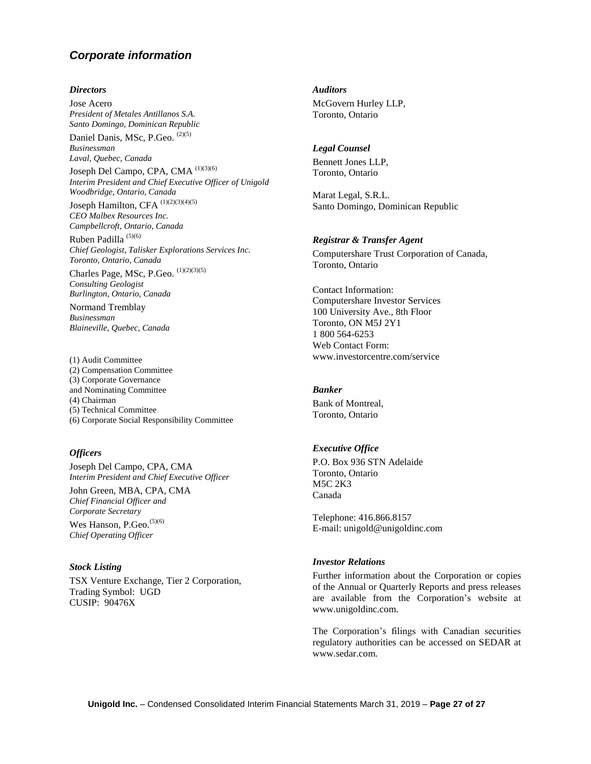## *Corporate information*

### *Directors*

Jose Acero
*President of Metales Antillanos S.A.*
*Santo Domingo, Dominican Republic*

Daniel Danis, MSc, P.Geo. (2)(5)
*Businessman*
*Laval, Quebec, Canada*

Joseph Del Campo, CPA, CMA (1)(3)(6)
*Interim President and Chief Executive Officer of Unigold*
*Woodbridge, Ontario, Canada*

Joseph Hamilton, CFA (1)(2)(3)(4)(5)
*CEO Malbex Resources Inc.*
*Campbellcroft, Ontario, Canada*

Ruben Padilla (5)(6)
*Chief Geologist, Talisker Explorations Services Inc.*
*Toronto, Ontario, Canada*

Charles Page, MSc, P.Geo. (1)(2)(3)(5)
*Consulting Geologist*
*Burlington, Ontario, Canada*

Normand Tremblay
*Businessman*
*Blaineville, Quebec, Canada*

(1) Audit Committee
(2) Compensation Committee
(3) Corporate Governance and Nominating Committee
(4) Chairman
(5) Technical Committee
(6) Corporate Social Responsibility Committee

### *Officers*

Joseph Del Campo, CPA, CMA
*Interim President and Chief Executive Officer*

John Green, MBA, CPA, CMA
*Chief Financial Officer and Corporate Secretary*

Wes Hanson, P.Geo.(5)(6)
*Chief Operating Officer*

### *Stock Listing*

TSX Venture Exchange, Tier 2 Corporation,
Trading Symbol: UGD
CUSIP: 90476X

### *Auditors*

McGovern Hurley LLP,
Toronto, Ontario

### *Legal Counsel*

Bennett Jones LLP,
Toronto, Ontario

Marat Legal, S.R.L.
Santo Domingo, Dominican Republic

### *Registrar & Transfer Agent*

Computershare Trust Corporation of Canada,
Toronto, Ontario

Contact Information:
Computershare Investor Services
100 University Ave., 8th Floor
Toronto, ON M5J 2Y1
1 800 564-6253
Web Contact Form:
www.investorcentre.com/service

### *Banker*

Bank of Montreal,
Toronto, Ontario

### *Executive Office*

P.O. Box 936 STN Adelaide
Toronto, Ontario
M5C 2K3
Canada

Telephone: 416.866.8157
E-mail: unigold@unigoldinc.com

### *Investor Relations*

Further information about the Corporation or copies of the Annual or Quarterly Reports and press releases are available from the Corporation's website at www.unigoldinc.com.

The Corporation's filings with Canadian securities regulatory authorities can be accessed on SEDAR at www.sedar.com.